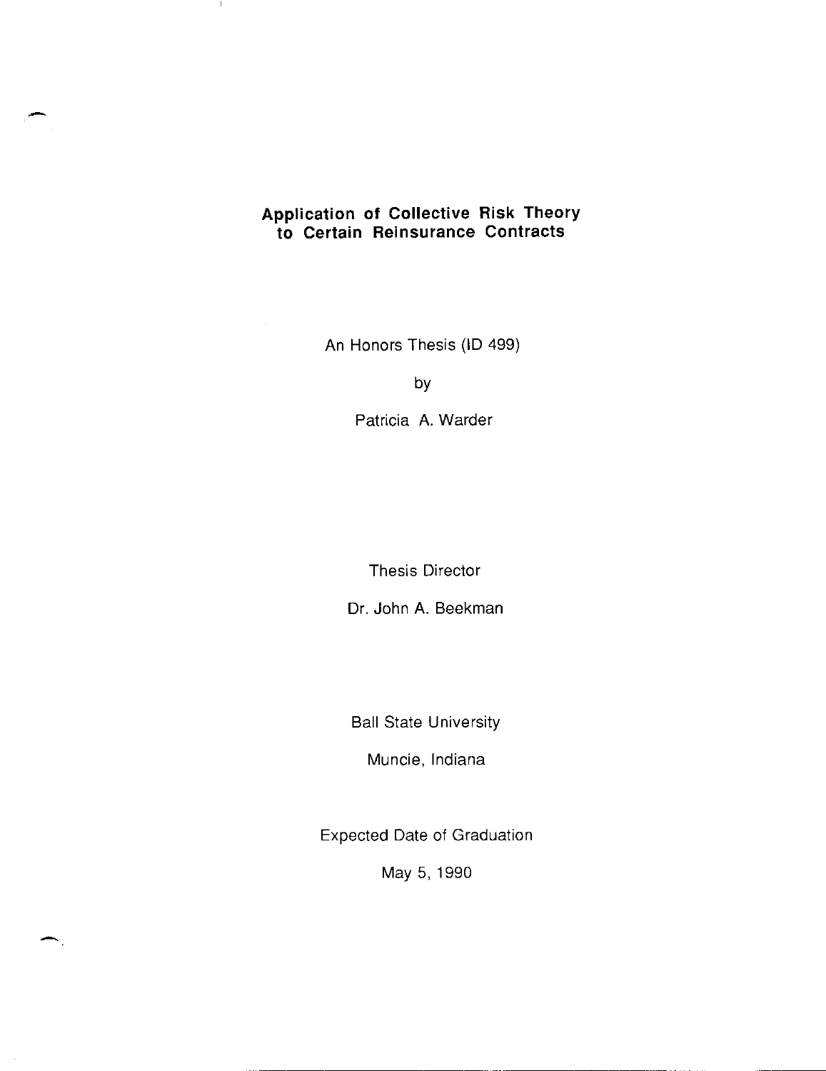# Application of Collective Risk Theory to Certain Reinsurance Contracts

An Honors Thesis (ID 499)

by

Patricia A. Warder

Thesis Director

Dr. John A. Beekman

Ball State University

Muncie, Indiana

Expected Date of Graduation

May 5, 1990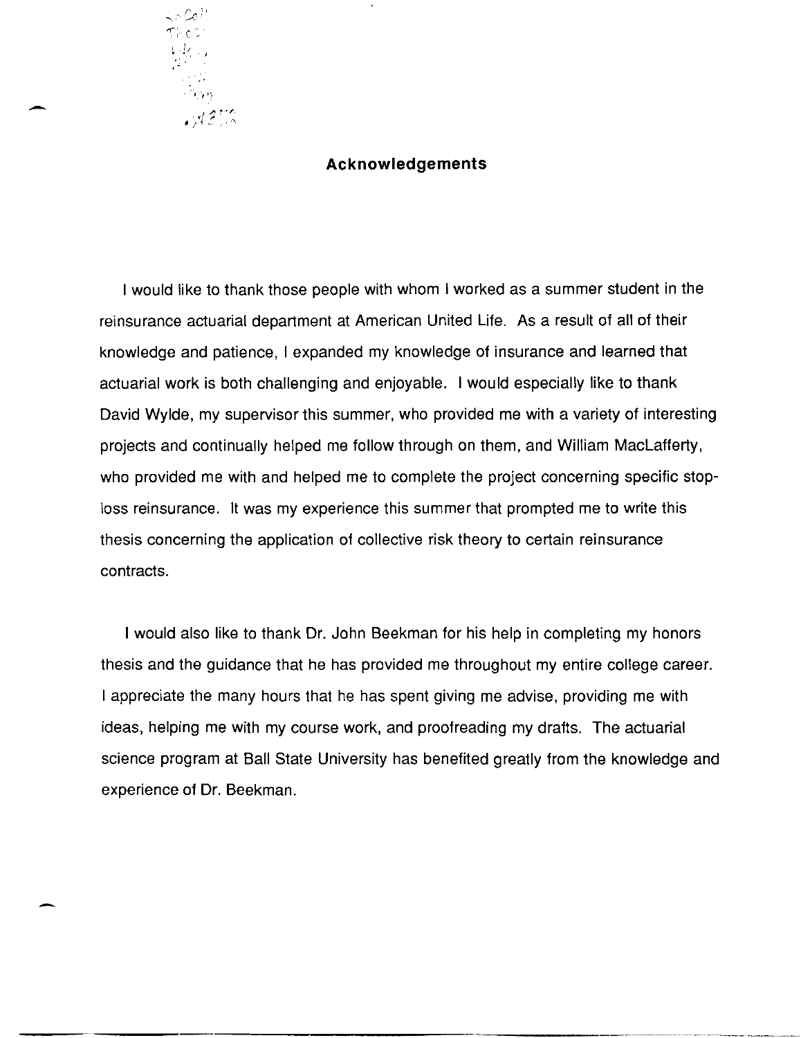## Acknowledgements

I would like to thank those people with whom I worked as a summer student in the reinsurance actuarial department at American United Life. As a result of all of their knowledge and patience, I expanded my knowledge of insurance and learned that actuarial work is both challenging and enjoyable. I would especially like to thank David Wylde, my supervisor this summer, who provided me with a variety of interesting projects and continually helped me follow through on them, and William MacLafferty, who provided me with and helped me to complete the project concerning specific stop-loss reinsurance. It was my experience this summer that prompted me to write this thesis concerning the application of collective risk theory to certain reinsurance contracts.

I would also like to thank Dr. John Beekman for his help in completing my honors thesis and the guidance that he has provided me throughout my entire college career. I appreciate the many hours that he has spent giving me advise, providing me with ideas, helping me with my course work, and proofreading my drafts. The actuarial science program at Ball State University has benefited greatly from the knowledge and experience of Dr. Beekman.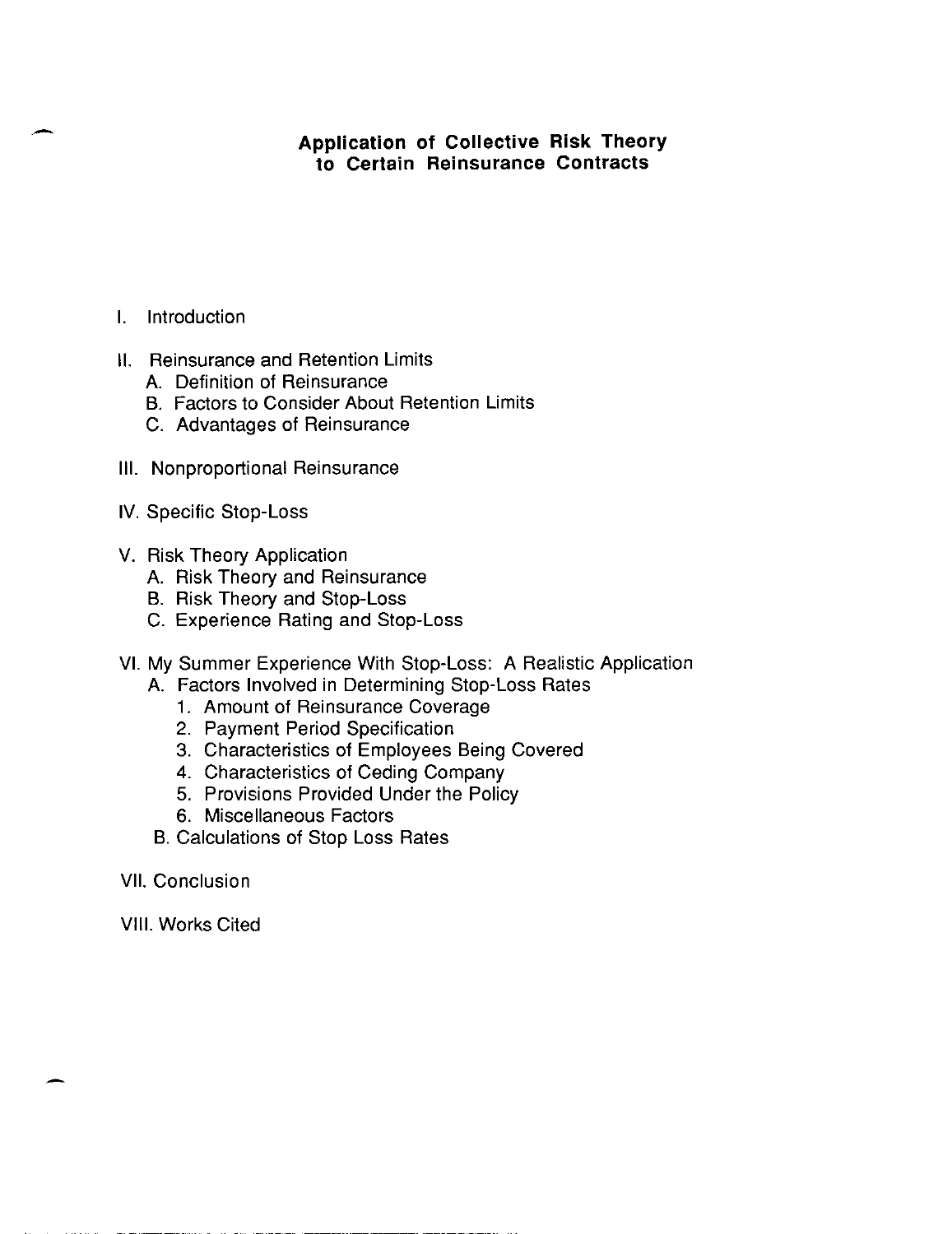## Application of Collective Risk Theory to Certain Reinsurance Contracts

I. Introduction

II. Reinsurance and Retention Limits
   - A. Definition of Reinsurance
   - B. Factors to Consider About Retention Limits
   - C. Advantages of Reinsurance

III. Nonproportional Reinsurance

IV. Specific Stop-Loss

V. Risk Theory Application
   - A. Risk Theory and Reinsurance
   - B. Risk Theory and Stop-Loss
   - C. Experience Rating and Stop-Loss

VI. My Summer Experience With Stop-Loss: A Realistic Application
   - A. Factors Involved in Determining Stop-Loss Rates
      1. Amount of Reinsurance Coverage
      2. Payment Period Specification
      3. Characteristics of Employees Being Covered
      4. Characteristics of Ceding Company
      5. Provisions Provided Under the Policy
      6. Miscellaneous Factors
   - B. Calculations of Stop Loss Rates

VII. Conclusion

VIII. Works Cited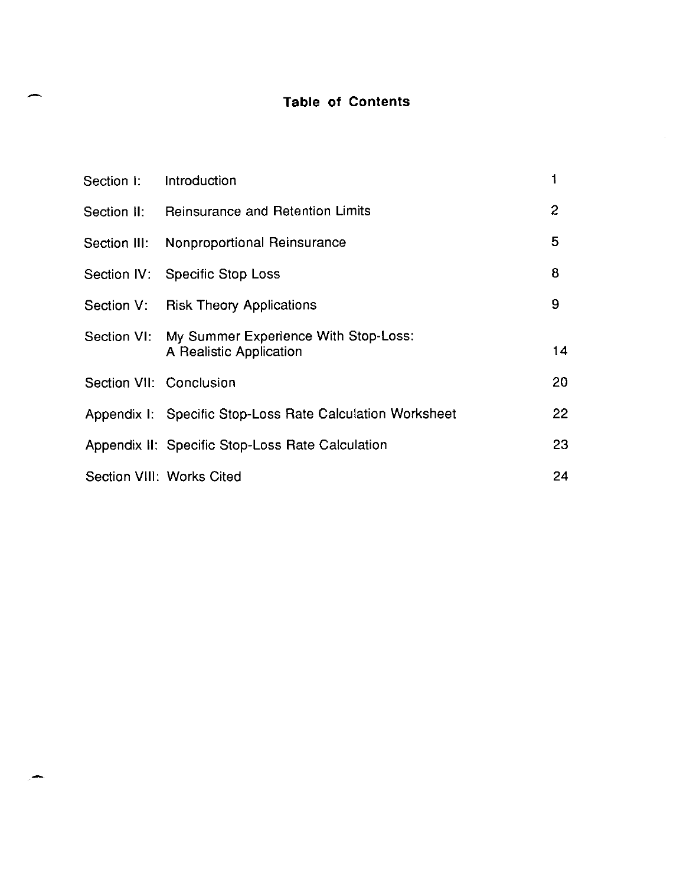# Table of Contents

| | | |
|---|---|---|
| Section I: | Introduction | 1 |
| Section II: | Reinsurance and Retention Limits | 2 |
| Section III: | Nonproportional Reinsurance | 5 |
| Section IV: | Specific Stop Loss | 8 |
| Section V: | Risk Theory Applications | 9 |
| Section VI: | My Summer Experience With Stop-Loss: A Realistic Application | 14 |
| Section VII: | Conclusion | 20 |
| Appendix I: | Specific Stop-Loss Rate Calculation Worksheet | 22 |
| Appendix II: | Specific Stop-Loss Rate Calculation | 23 |
| Section VIII: | Works Cited | 24 |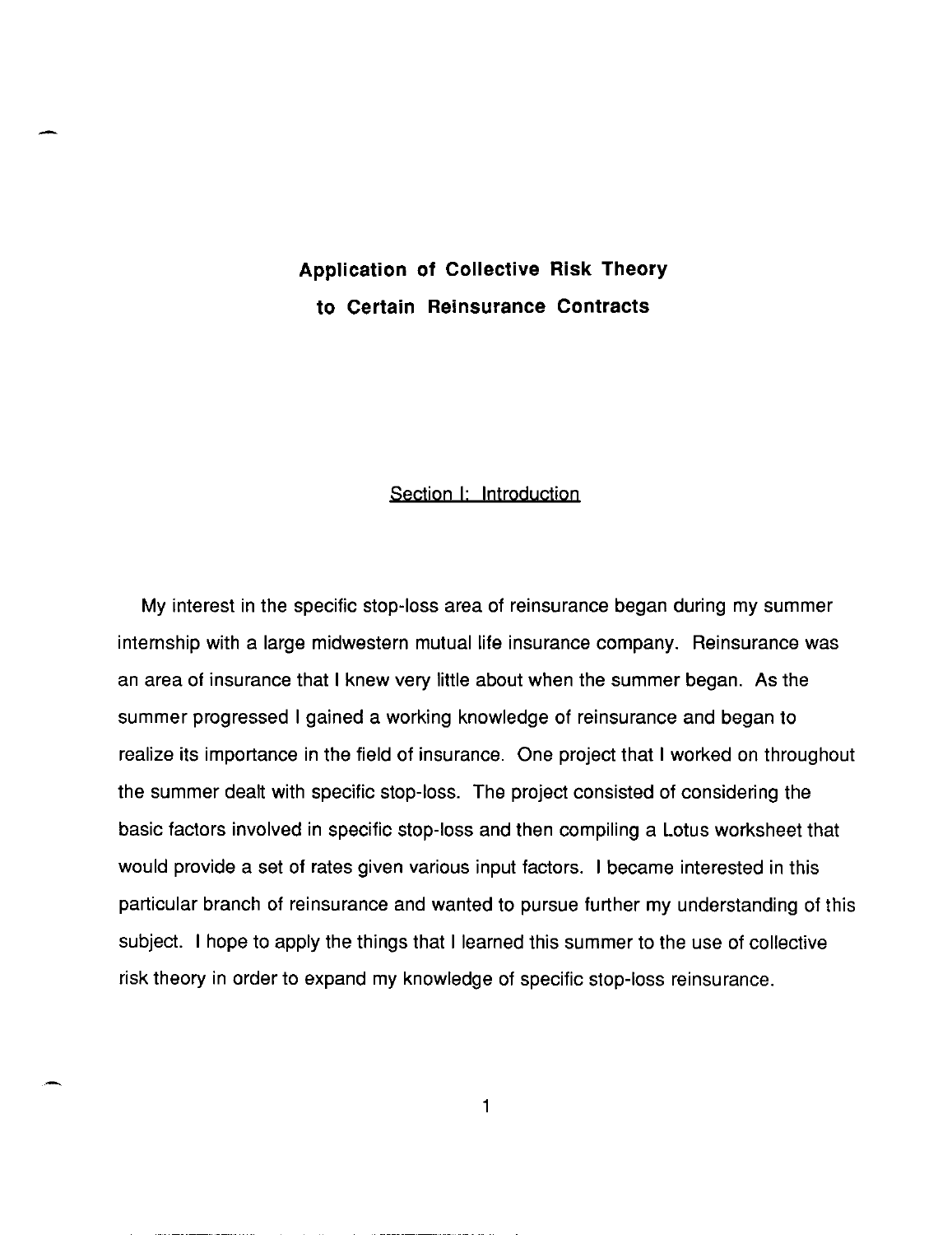# Application of Collective Risk Theory to Certain Reinsurance Contracts

## Section I: Introduction

My interest in the specific stop-loss area of reinsurance began during my summer internship with a large midwestern mutual life insurance company. Reinsurance was an area of insurance that I knew very little about when the summer began. As the summer progressed I gained a working knowledge of reinsurance and began to realize its importance in the field of insurance. One project that I worked on throughout the summer dealt with specific stop-loss. The project consisted of considering the basic factors involved in specific stop-loss and then compiling a Lotus worksheet that would provide a set of rates given various input factors. I became interested in this particular branch of reinsurance and wanted to pursue further my understanding of this subject. I hope to apply the things that I learned this summer to the use of collective risk theory in order to expand my knowledge of specific stop-loss reinsurance.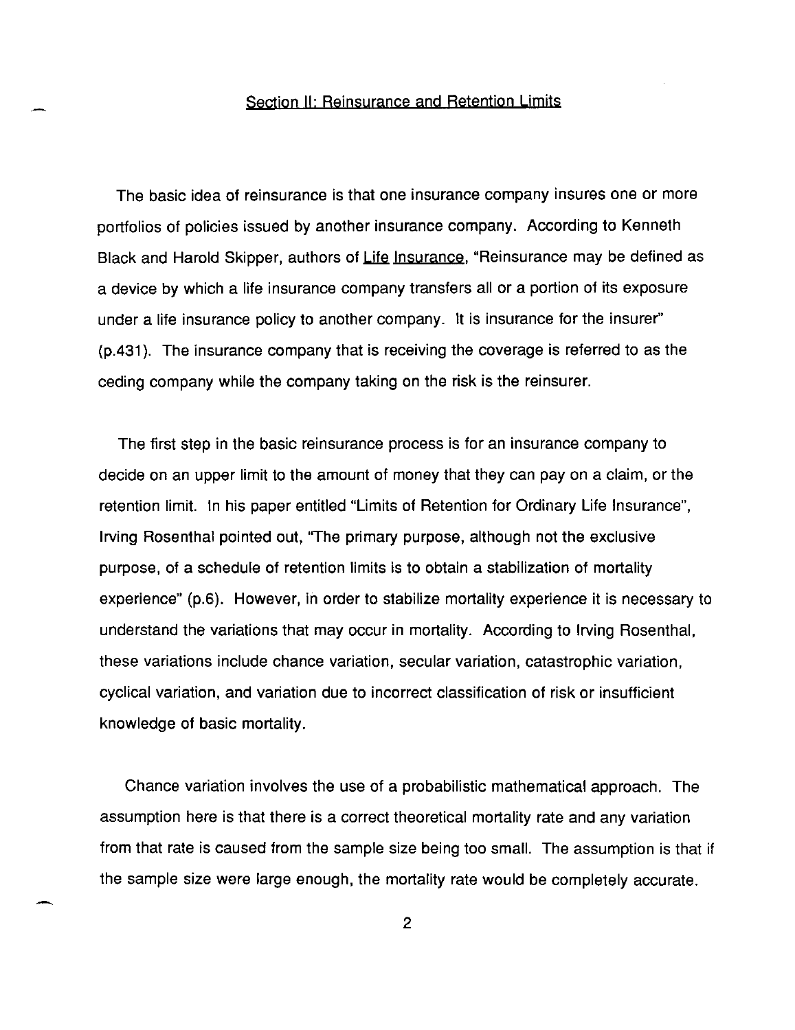## Section II: Reinsurance and Retention Limits

The basic idea of reinsurance is that one insurance company insures one or more portfolios of policies issued by another insurance company. According to Kenneth Black and Harold Skipper, authors of Life Insurance, "Reinsurance may be defined as a device by which a life insurance company transfers all or a portion of its exposure under a life insurance policy to another company. It is insurance for the insurer" (p.431). The insurance company that is receiving the coverage is referred to as the ceding company while the company taking on the risk is the reinsurer.

The first step in the basic reinsurance process is for an insurance company to decide on an upper limit to the amount of money that they can pay on a claim, or the retention limit. In his paper entitled "Limits of Retention for Ordinary Life Insurance", Irving Rosenthal pointed out, "The primary purpose, although not the exclusive purpose, of a schedule of retention limits is to obtain a stabilization of mortality experience" (p.6). However, in order to stabilize mortality experience it is necessary to understand the variations that may occur in mortality. According to Irving Rosenthal, these variations include chance variation, secular variation, catastrophic variation, cyclical variation, and variation due to incorrect classification of risk or insufficient knowledge of basic mortality.

Chance variation involves the use of a probabilistic mathematical approach. The assumption here is that there is a correct theoretical mortality rate and any variation from that rate is caused from the sample size being too small. The assumption is that if the sample size were large enough, the mortality rate would be completely accurate.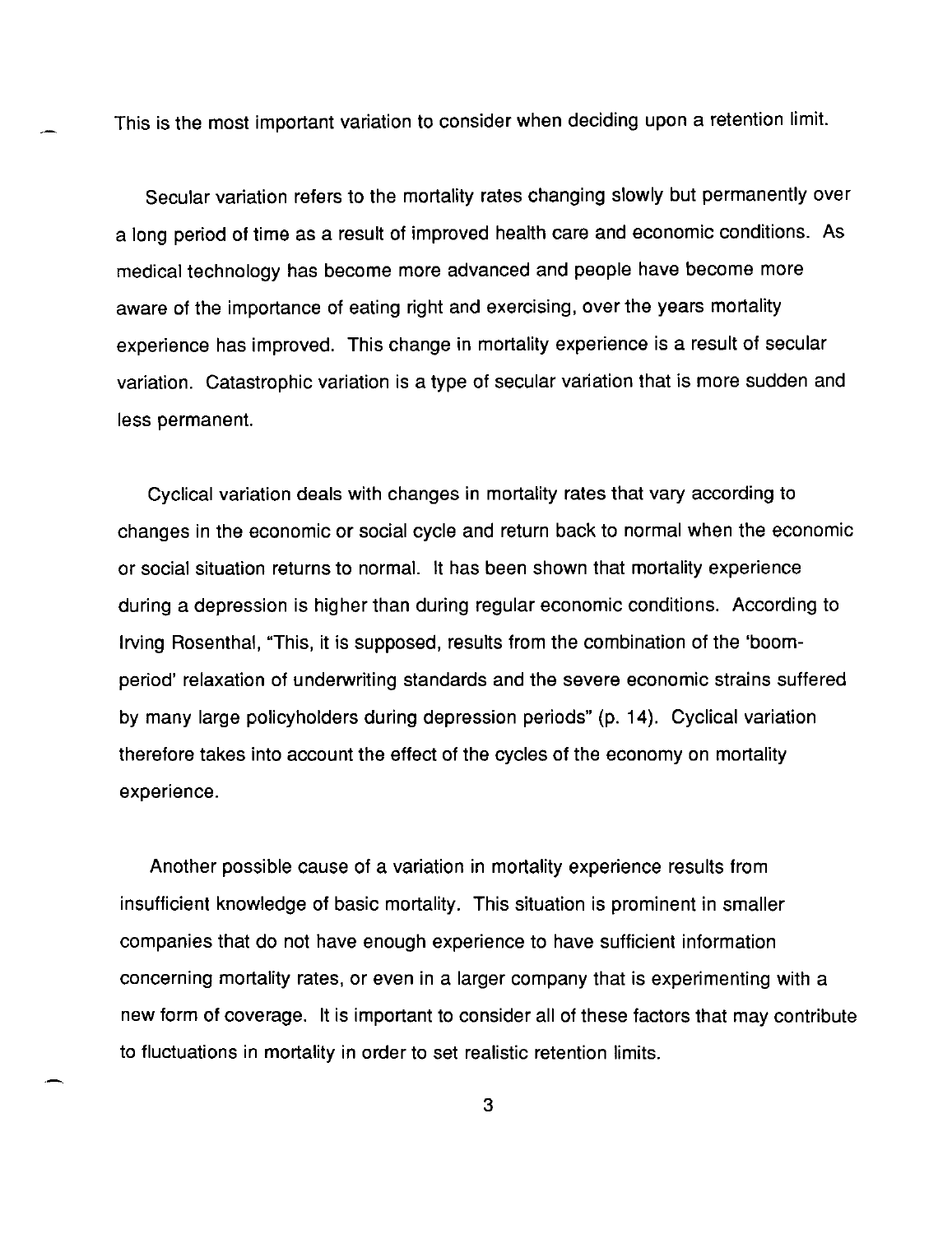This is the most important variation to consider when deciding upon a retention limit.

Secular variation refers to the mortality rates changing slowly but permanently over a long period of time as a result of improved health care and economic conditions. As medical technology has become more advanced and people have become more aware of the importance of eating right and exercising, over the years mortality experience has improved. This change in mortality experience is a result of secular variation. Catastrophic variation is a type of secular variation that is more sudden and less permanent.

Cyclical variation deals with changes in mortality rates that vary according to changes in the economic or social cycle and return back to normal when the economic or social situation returns to normal. It has been shown that mortality experience during a depression is higher than during regular economic conditions. According to Irving Rosenthal, "This, it is supposed, results from the combination of the 'boom-period' relaxation of underwriting standards and the severe economic strains suffered by many large policyholders during depression periods" (p. 14). Cyclical variation therefore takes into account the effect of the cycles of the economy on mortality experience.

Another possible cause of a variation in mortality experience results from insufficient knowledge of basic mortality. This situation is prominent in smaller companies that do not have enough experience to have sufficient information concerning mortality rates, or even in a larger company that is experimenting with a new form of coverage. It is important to consider all of these factors that may contribute to fluctuations in mortality in order to set realistic retention limits.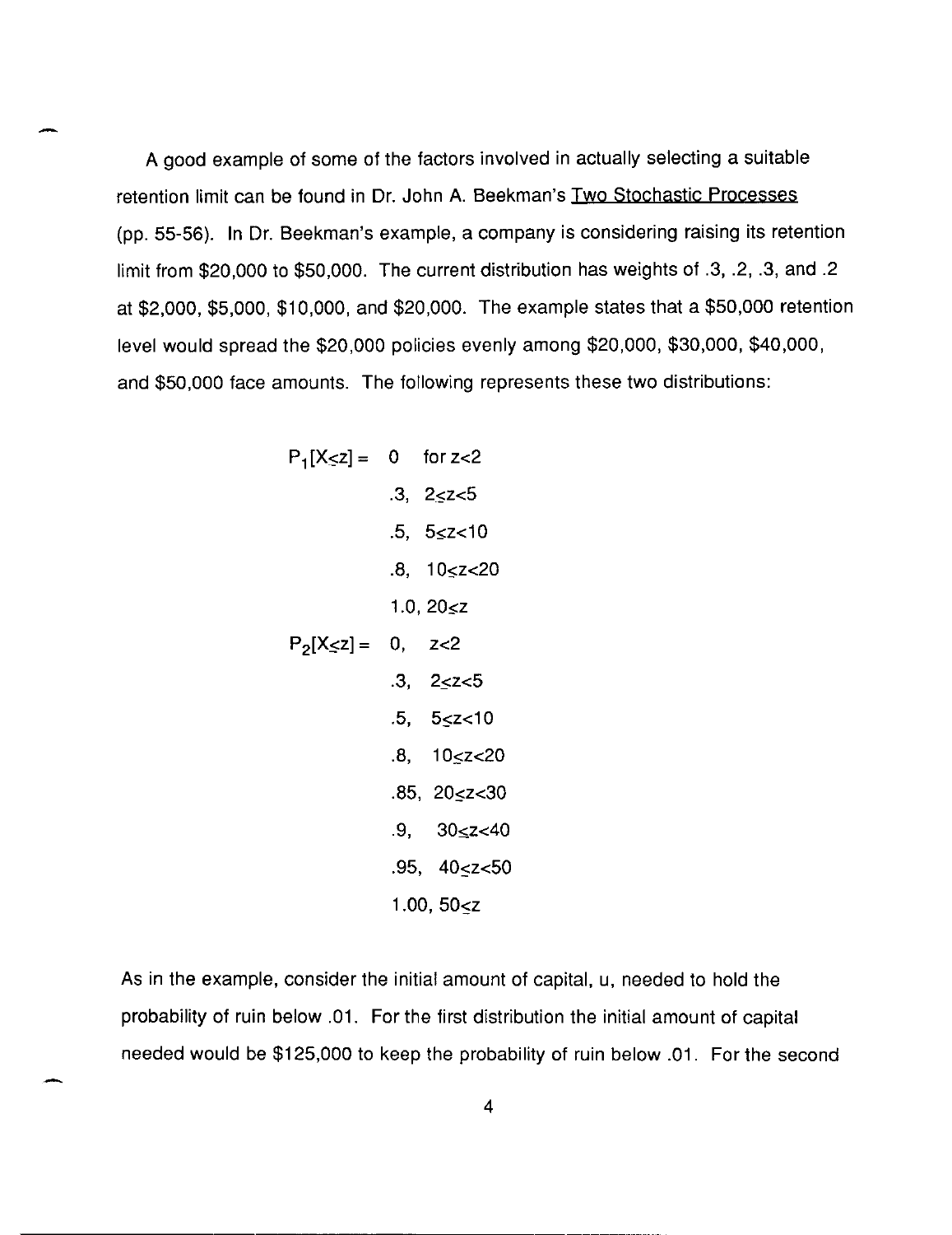A good example of some of the factors involved in actually selecting a suitable retention limit can be found in Dr. John A. Beekman's Two Stochastic Processes (pp. 55-56). In Dr. Beekman's example, a company is considering raising its retention limit from \$20,000 to \$50,000. The current distribution has weights of .3, .2, .3, and .2 at \$2,000, \$5,000, \$10,000, and \$20,000. The example states that a \$50,000 retention level would spread the \$20,000 policies evenly among \$20,000, \$30,000, \$40,000, and \$50,000 face amounts. The following represents these two distributions:

$$
P_1[X \leq z] = \begin{cases} 0 & \text{for } z < 2 \\ .3, & 2 \leq z < 5 \\ .5, & 5 \leq z < 10 \\ .8, & 10 \leq z < 20 \\ 1.0, & 20 \leq z \end{cases}
$$

$$
P_2[X \leq z] = \begin{cases} 0, & z < 2 \\ .3, & 2 \leq z < 5 \\ .5, & 5 \leq z < 10 \\ .8, & 10 \leq z < 20 \\ .85, & 20 \leq z < 30 \\ .9, & 30 \leq z < 40 \\ .95, & 40 \leq z < 50 \\ 1.00, & 50 \leq z \end{cases}
$$

As in the example, consider the initial amount of capital, u, needed to hold the probability of ruin below .01. For the first distribution the initial amount of capital needed would be \$125,000 to keep the probability of ruin below .01. For the second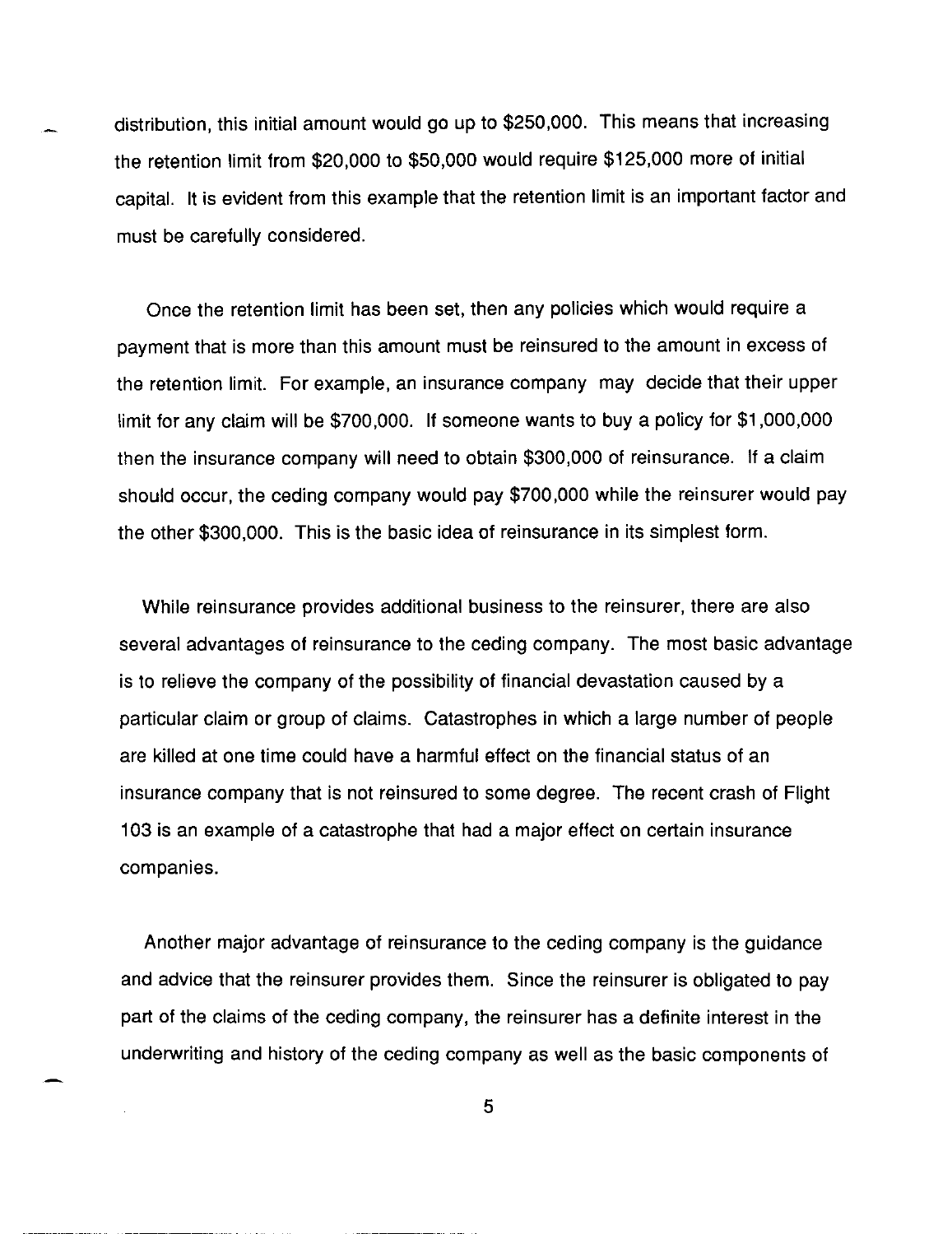distribution, this initial amount would go up to $250,000. This means that increasing the retention limit from $20,000 to $50,000 would require $125,000 more of initial capital. It is evident from this example that the retention limit is an important factor and must be carefully considered.

Once the retention limit has been set, then any policies which would require a payment that is more than this amount must be reinsured to the amount in excess of the retention limit. For example, an insurance company may decide that their upper limit for any claim will be $700,000. If someone wants to buy a policy for $1,000,000 then the insurance company will need to obtain $300,000 of reinsurance. If a claim should occur, the ceding company would pay $700,000 while the reinsurer would pay the other $300,000. This is the basic idea of reinsurance in its simplest form.

While reinsurance provides additional business to the reinsurer, there are also several advantages of reinsurance to the ceding company. The most basic advantage is to relieve the company of the possibility of financial devastation caused by a particular claim or group of claims. Catastrophes in which a large number of people are killed at one time could have a harmful effect on the financial status of an insurance company that is not reinsured to some degree. The recent crash of Flight 103 is an example of a catastrophe that had a major effect on certain insurance companies.

Another major advantage of reinsurance to the ceding company is the guidance and advice that the reinsurer provides them. Since the reinsurer is obligated to pay part of the claims of the ceding company, the reinsurer has a definite interest in the underwriting and history of the ceding company as well as the basic components of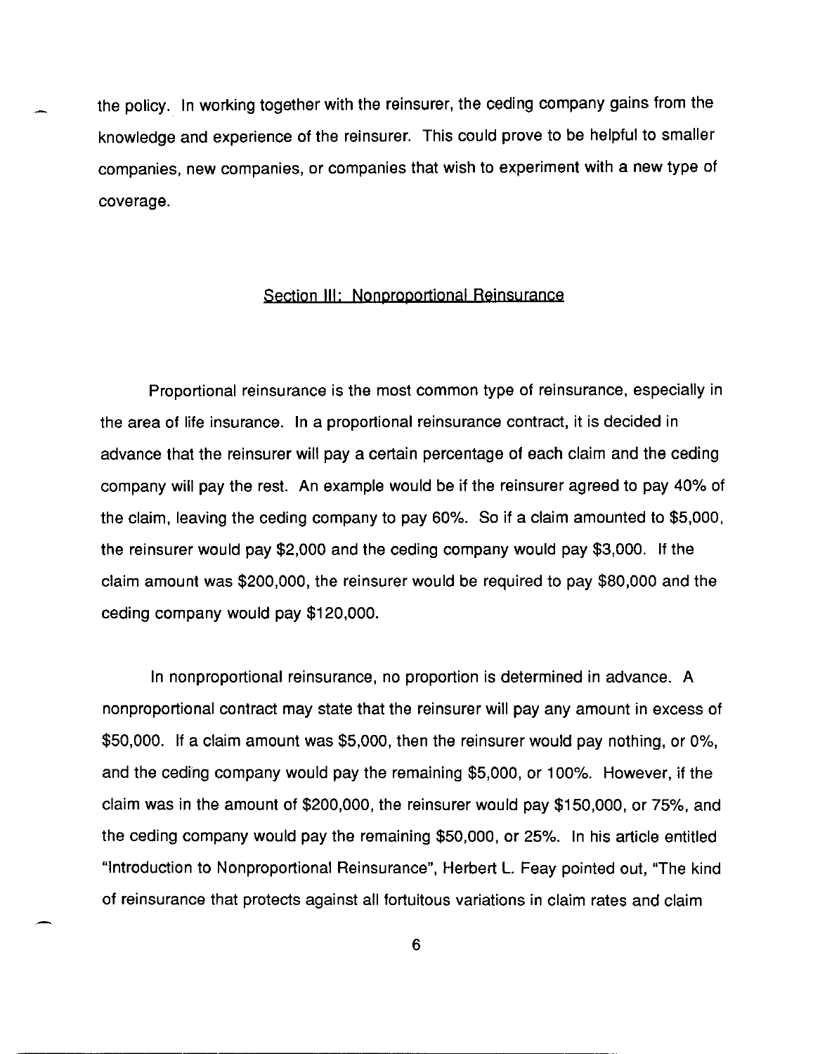the policy. In working together with the reinsurer, the ceding company gains from the knowledge and experience of the reinsurer. This could prove to be helpful to smaller companies, new companies, or companies that wish to experiment with a new type of coverage.

## Section III: Nonproportional Reinsurance

Proportional reinsurance is the most common type of reinsurance, especially in the area of life insurance. In a proportional reinsurance contract, it is decided in advance that the reinsurer will pay a certain percentage of each claim and the ceding company will pay the rest. An example would be if the reinsurer agreed to pay 40% of the claim, leaving the ceding company to pay 60%. So if a claim amounted to $5,000, the reinsurer would pay $2,000 and the ceding company would pay $3,000. If the claim amount was $200,000, the reinsurer would be required to pay $80,000 and the ceding company would pay $120,000.

In nonproportional reinsurance, no proportion is determined in advance. A nonproportional contract may state that the reinsurer will pay any amount in excess of $50,000. If a claim amount was $5,000, then the reinsurer would pay nothing, or 0%, and the ceding company would pay the remaining $5,000, or 100%. However, if the claim was in the amount of $200,000, the reinsurer would pay $150,000, or 75%, and the ceding company would pay the remaining $50,000, or 25%. In his article entitled "Introduction to Nonproportional Reinsurance", Herbert L. Feay pointed out, "The kind of reinsurance that protects against all fortuitous variations in claim rates and claim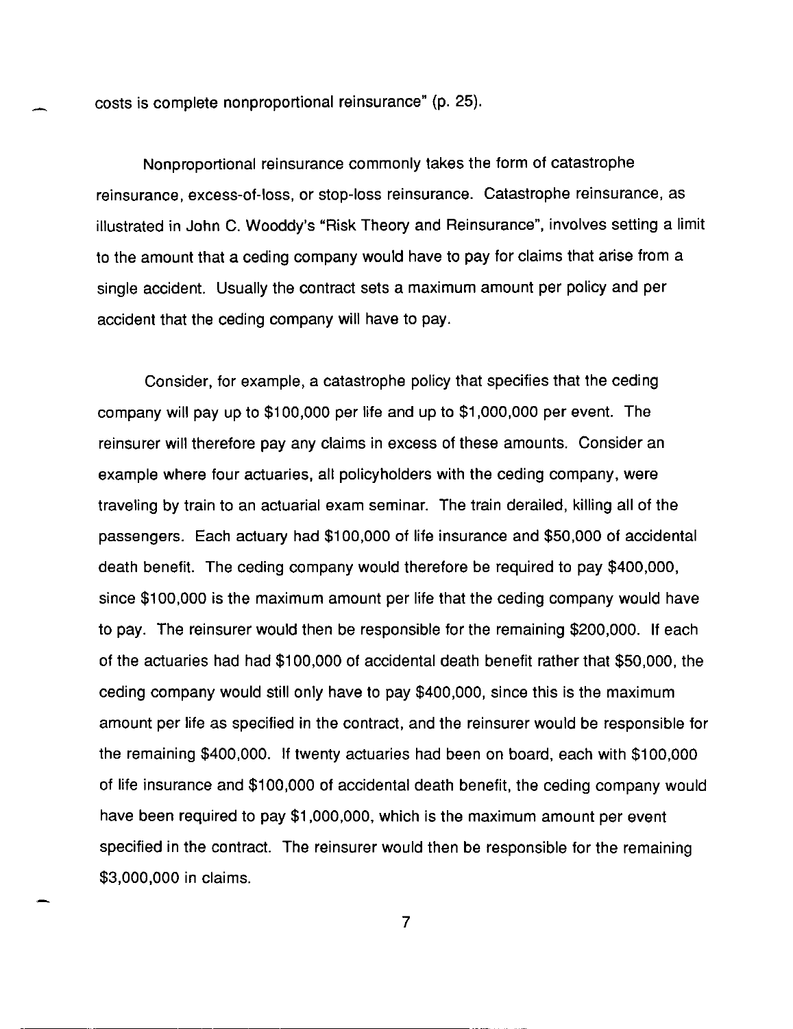costs is complete nonproportional reinsurance" (p. 25).

Nonproportional reinsurance commonly takes the form of catastrophe reinsurance, excess-of-loss, or stop-loss reinsurance. Catastrophe reinsurance, as illustrated in John C. Wooddy's "Risk Theory and Reinsurance", involves setting a limit to the amount that a ceding company would have to pay for claims that arise from a single accident. Usually the contract sets a maximum amount per policy and per accident that the ceding company will have to pay.

Consider, for example, a catastrophe policy that specifies that the ceding company will pay up to $100,000 per life and up to $1,000,000 per event. The reinsurer will therefore pay any claims in excess of these amounts. Consider an example where four actuaries, all policyholders with the ceding company, were traveling by train to an actuarial exam seminar. The train derailed, killing all of the passengers. Each actuary had $100,000 of life insurance and $50,000 of accidental death benefit. The ceding company would therefore be required to pay $400,000, since $100,000 is the maximum amount per life that the ceding company would have to pay. The reinsurer would then be responsible for the remaining $200,000. If each of the actuaries had had $100,000 of accidental death benefit rather that $50,000, the ceding company would still only have to pay $400,000, since this is the maximum amount per life as specified in the contract, and the reinsurer would be responsible for the remaining $400,000. If twenty actuaries had been on board, each with $100,000 of life insurance and $100,000 of accidental death benefit, the ceding company would have been required to pay $1,000,000, which is the maximum amount per event specified in the contract. The reinsurer would then be responsible for the remaining $3,000,000 in claims.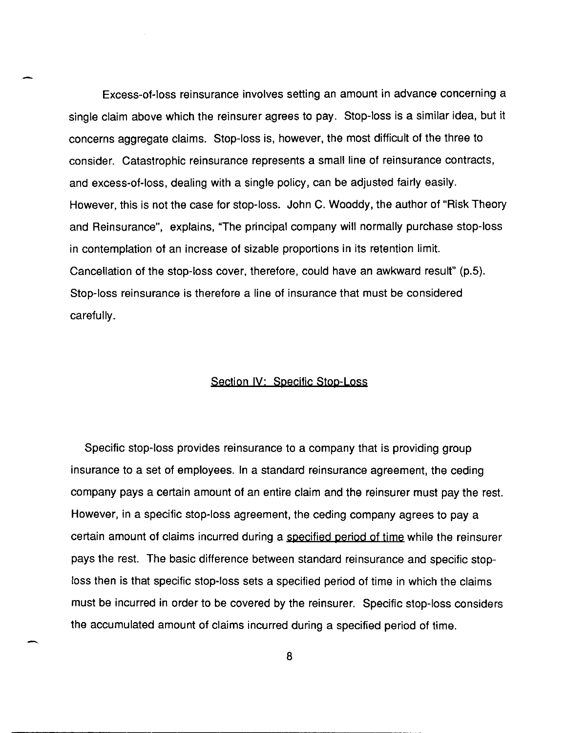Excess-of-loss reinsurance involves setting an amount in advance concerning a single claim above which the reinsurer agrees to pay. Stop-loss is a similar idea, but it concerns aggregate claims. Stop-loss is, however, the most difficult of the three to consider. Catastrophic reinsurance represents a small line of reinsurance contracts, and excess-of-loss, dealing with a single policy, can be adjusted fairly easily. However, this is not the case for stop-loss. John C. Wooddy, the author of "Risk Theory and Reinsurance", explains, "The principal company will normally purchase stop-loss in contemplation of an increase of sizable proportions in its retention limit. Cancellation of the stop-loss cover, therefore, could have an awkward result" (p.5). Stop-loss reinsurance is therefore a line of insurance that must be considered carefully.

## Section IV: Specific Stop-Loss

Specific stop-loss provides reinsurance to a company that is providing group insurance to a set of employees. In a standard reinsurance agreement, the ceding company pays a certain amount of an entire claim and the reinsurer must pay the rest. However, in a specific stop-loss agreement, the ceding company agrees to pay a certain amount of claims incurred during a specified period of time while the reinsurer pays the rest. The basic difference between standard reinsurance and specific stop-loss then is that specific stop-loss sets a specified period of time in which the claims must be incurred in order to be covered by the reinsurer. Specific stop-loss considers the accumulated amount of claims incurred during a specified period of time.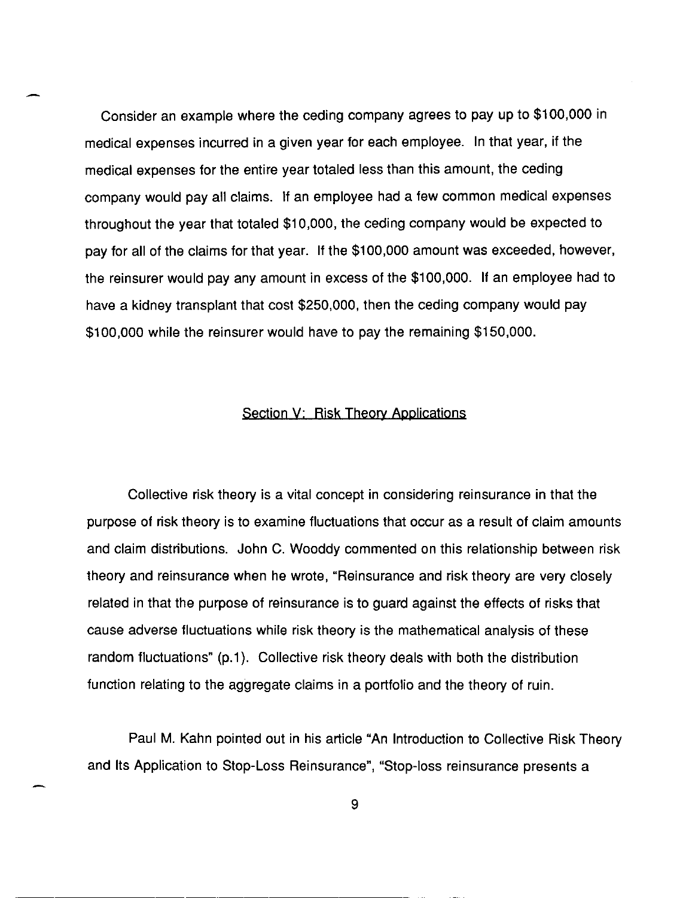Consider an example where the ceding company agrees to pay up to $100,000 in medical expenses incurred in a given year for each employee. In that year, if the medical expenses for the entire year totaled less than this amount, the ceding company would pay all claims. If an employee had a few common medical expenses throughout the year that totaled $10,000, the ceding company would be expected to pay for all of the claims for that year. If the $100,000 amount was exceeded, however, the reinsurer would pay any amount in excess of the $100,000. If an employee had to have a kidney transplant that cost $250,000, then the ceding company would pay $100,000 while the reinsurer would have to pay the remaining $150,000.

## Section V: Risk Theory Applications

Collective risk theory is a vital concept in considering reinsurance in that the purpose of risk theory is to examine fluctuations that occur as a result of claim amounts and claim distributions. John C. Wooddy commented on this relationship between risk theory and reinsurance when he wrote, "Reinsurance and risk theory are very closely related in that the purpose of reinsurance is to guard against the effects of risks that cause adverse fluctuations while risk theory is the mathematical analysis of these random fluctuations" (p.1). Collective risk theory deals with both the distribution function relating to the aggregate claims in a portfolio and the theory of ruin.

Paul M. Kahn pointed out in his article "An Introduction to Collective Risk Theory and Its Application to Stop-Loss Reinsurance", "Stop-loss reinsurance presents a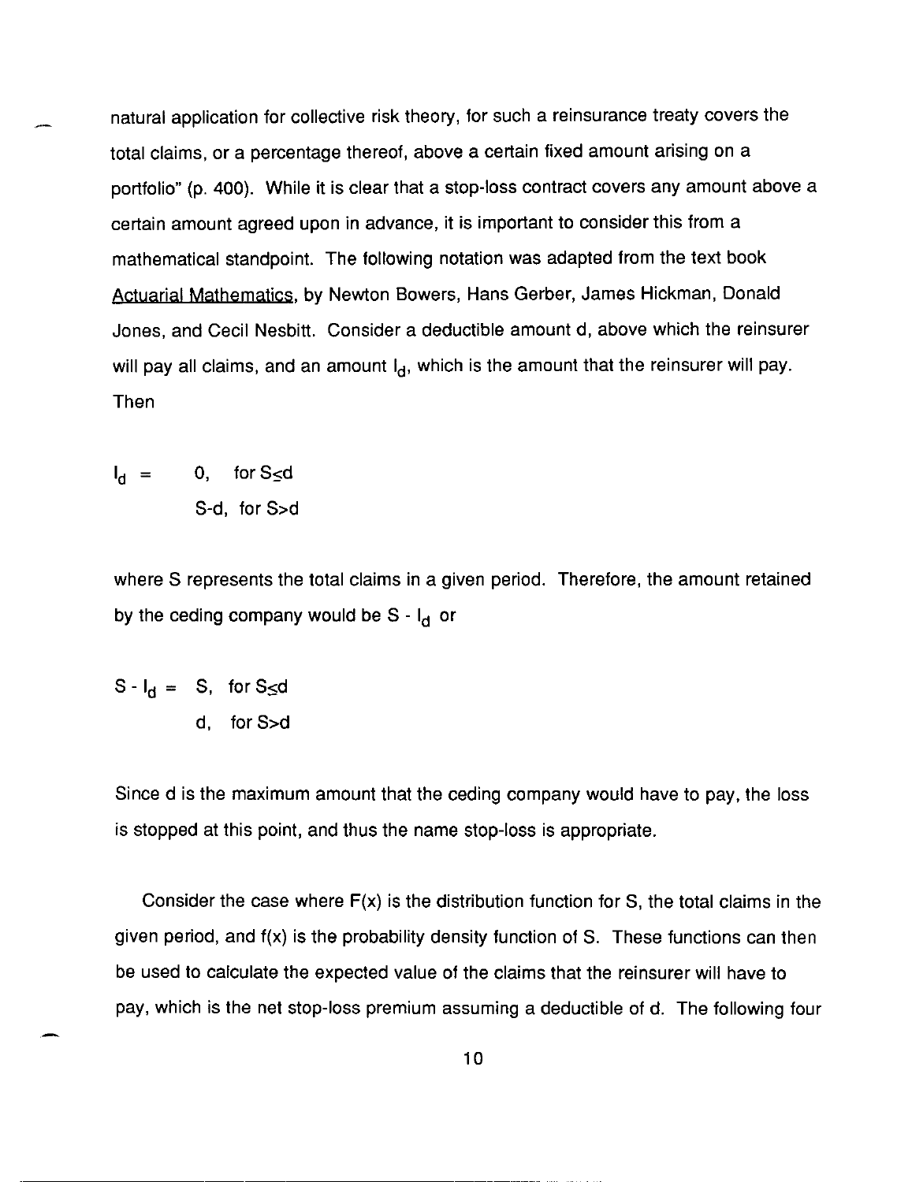natural application for collective risk theory, for such a reinsurance treaty covers the total claims, or a percentage thereof, above a certain fixed amount arising on a portfolio" (p. 400). While it is clear that a stop-loss contract covers any amount above a certain amount agreed upon in advance, it is important to consider this from a mathematical standpoint. The following notation was adapted from the text book Actuarial Mathematics, by Newton Bowers, Hans Gerber, James Hickman, Donald Jones, and Cecil Nesbitt. Consider a deductible amount d, above which the reinsurer will pay all claims, and an amount $I_d$, which is the amount that the reinsurer will pay. Then

$$I_d = \begin{cases} 0, & \text{for } S \leq d \\ S-d, & \text{for } S > d \end{cases}$$

where S represents the total claims in a given period. Therefore, the amount retained by the ceding company would be $S - I_d$ or

$$S - I_d = \begin{cases} S, & \text{for } S \leq d \\ d, & \text{for } S > d \end{cases}$$

Since d is the maximum amount that the ceding company would have to pay, the loss is stopped at this point, and thus the name stop-loss is appropriate.

Consider the case where F(x) is the distribution function for S, the total claims in the given period, and f(x) is the probability density function of S. These functions can then be used to calculate the expected value of the claims that the reinsurer will have to pay, which is the net stop-loss premium assuming a deductible of d. The following four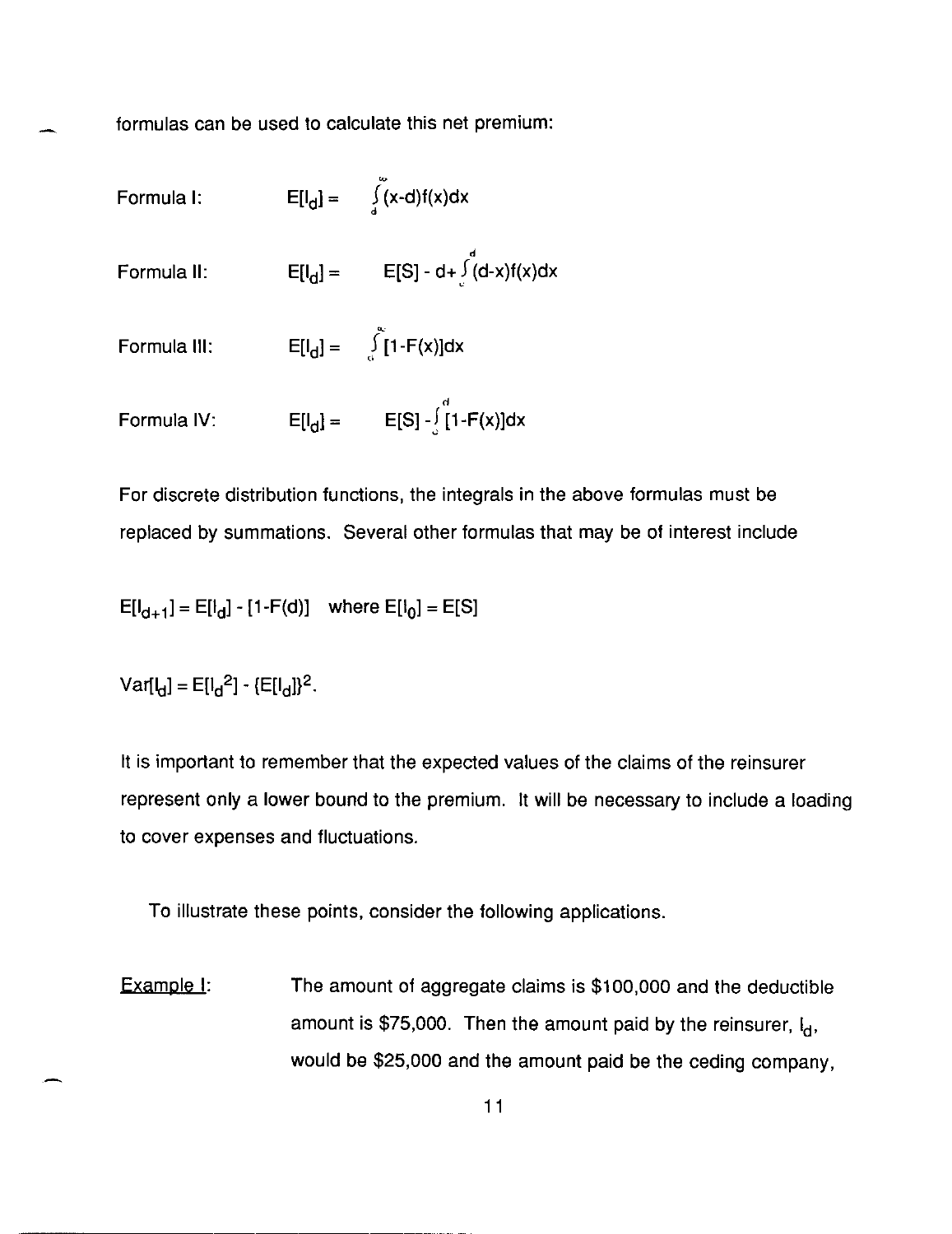formulas can be used to calculate this net premium:

Formula I: $E[I_d] = \int_d^\infty (x-d)f(x)dx$

Formula II: $E[I_d] = E[S] - d + \int_0^d (d-x)f(x)dx$

Formula III: $E[I_d] = \int_d^\infty [1-F(x)]dx$

Formula IV: $E[I_d] = E[S] - \int_0^d [1-F(x)]dx$

For discrete distribution functions, the integrals in the above formulas must be replaced by summations. Several other formulas that may be of interest include

$E[I_{d+1}] = E[I_d] - [1-F(d)]$ where $E[I_0] = E[S]$

$Var[I_d] = E[I_d^2] - \{E[I_d]\}^2$.

It is important to remember that the expected values of the claims of the reinsurer represent only a lower bound to the premium. It will be necessary to include a loading to cover expenses and fluctuations.

To illustrate these points, consider the following applications.

Example I: The amount of aggregate claims is $100,000 and the deductible amount is $75,000. Then the amount paid by the reinsurer, $I_d$, would be $25,000 and the amount paid be the ceding company,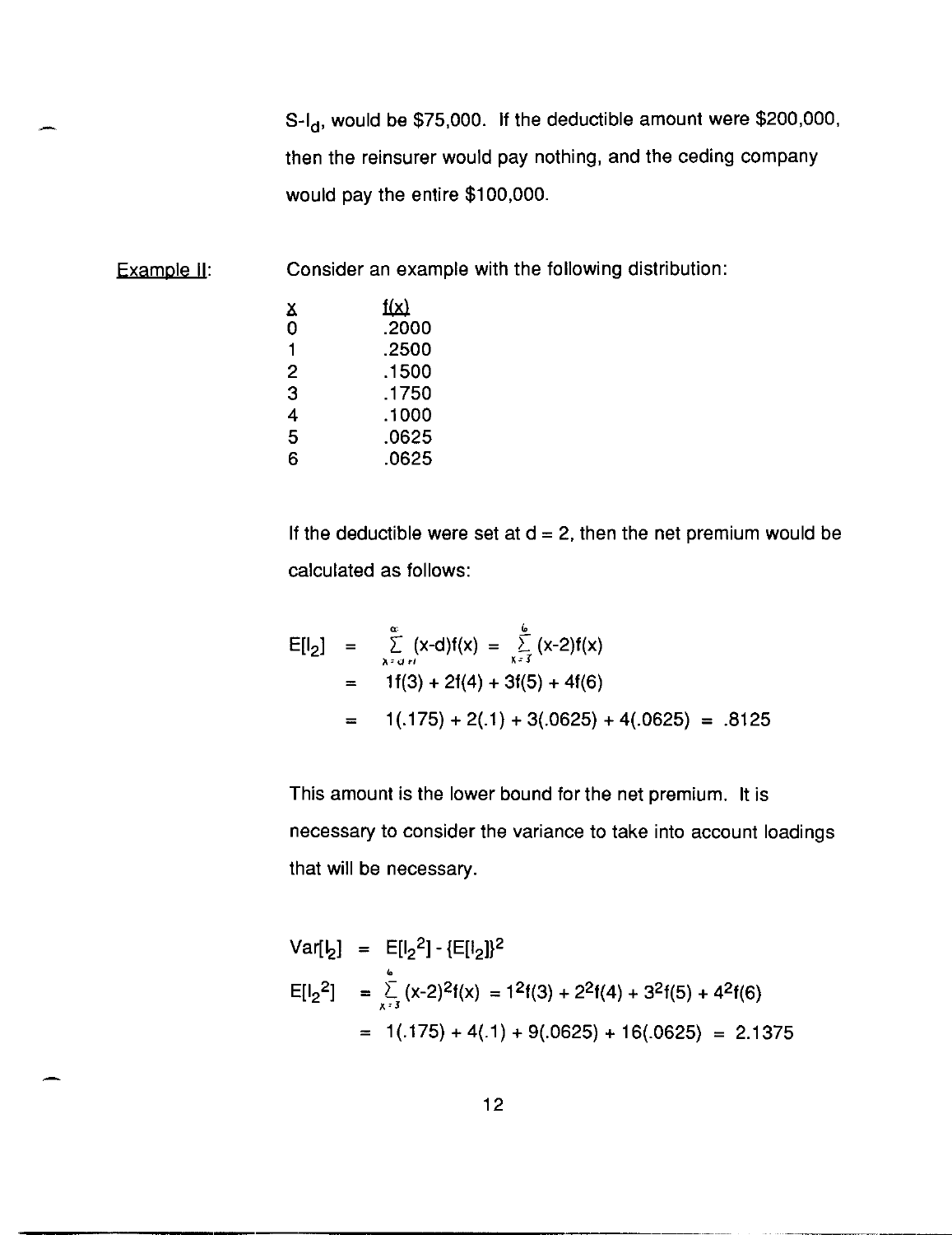$S - I_d$, would be $75,000. If the deductible amount were $200,000, then the reinsurer would pay nothing, and the ceding company would pay the entire $100,000.

Example II: Consider an example with the following distribution:

| x | f(x) |
|---|---|
| 0 | .2000 |
| 1 | .2500 |
| 2 | .1500 |
| 3 | .1750 |
| 4 | .1000 |
| 5 | .0625 |
| 6 | .0625 |

If the deductible were set at d = 2, then the net premium would be calculated as follows:

$$E[I_2] = \sum_{x=d+1}^{\infty} (x-d)f(x) = \sum_{x=3}^{6} (x-2)f(x)$$

$$= 1f(3) + 2f(4) + 3f(5) + 4f(6)$$

$$= 1(.175) + 2(.1) + 3(.0625) + 4(.0625) = .8125$$

This amount is the lower bound for the net premium. It is necessary to consider the variance to take into account loadings that will be necessary.

$$Var[I_2] = E[I_2^2] - \{E[I_2]\}^2$$

$$E[I_2^2] = \sum_{x=3}^{6} (x-2)^2 f(x) = 1^2 f(3) + 2^2 f(4) + 3^2 f(5) + 4^2 f(6)$$

$$= 1(.175) + 4(.1) + 9(.0625) + 16(.0625) = 2.1375$$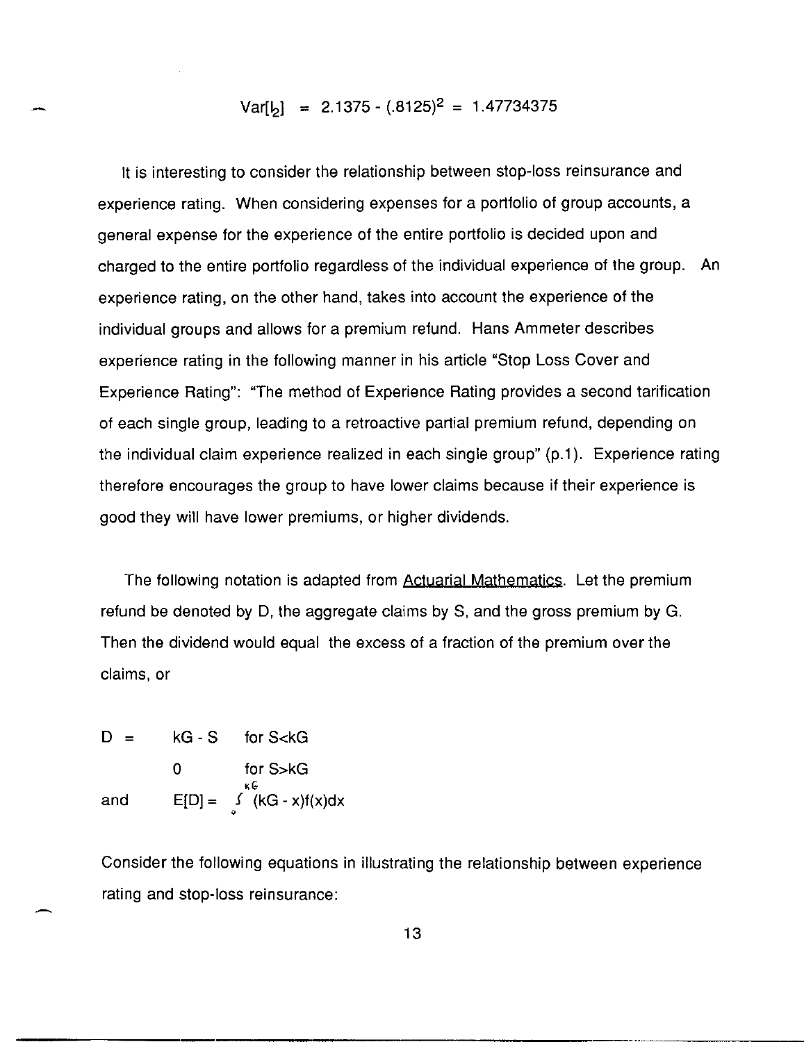$$\text{Var}[I_2] = 2.1375 - (.8125)^2 = 1.47734375$$

It is interesting to consider the relationship between stop-loss reinsurance and experience rating. When considering expenses for a portfolio of group accounts, a general expense for the experience of the entire portfolio is decided upon and charged to the entire portfolio regardless of the individual experience of the group. An experience rating, on the other hand, takes into account the experience of the individual groups and allows for a premium refund. Hans Ammeter describes experience rating in the following manner in his article "Stop Loss Cover and Experience Rating": "The method of Experience Rating provides a second tarification of each single group, leading to a retroactive partial premium refund, depending on the individual claim experience realized in each single group" (p.1). Experience rating therefore encourages the group to have lower claims because if their experience is good they will have lower premiums, or higher dividends.

The following notation is adapted from Actuarial Mathematics. Let the premium refund be denoted by D, the aggregate claims by S, and the gross premium by G. Then the dividend would equal the excess of a fraction of the premium over the claims, or

$$D = \begin{cases} kG - S & \text{for } S<kG \\ 0 & \text{for } S>kG \end{cases}$$

and

$$E[D] = \int_0^{kG} (kG - x)f(x)dx$$

Consider the following equations in illustrating the relationship between experience rating and stop-loss reinsurance: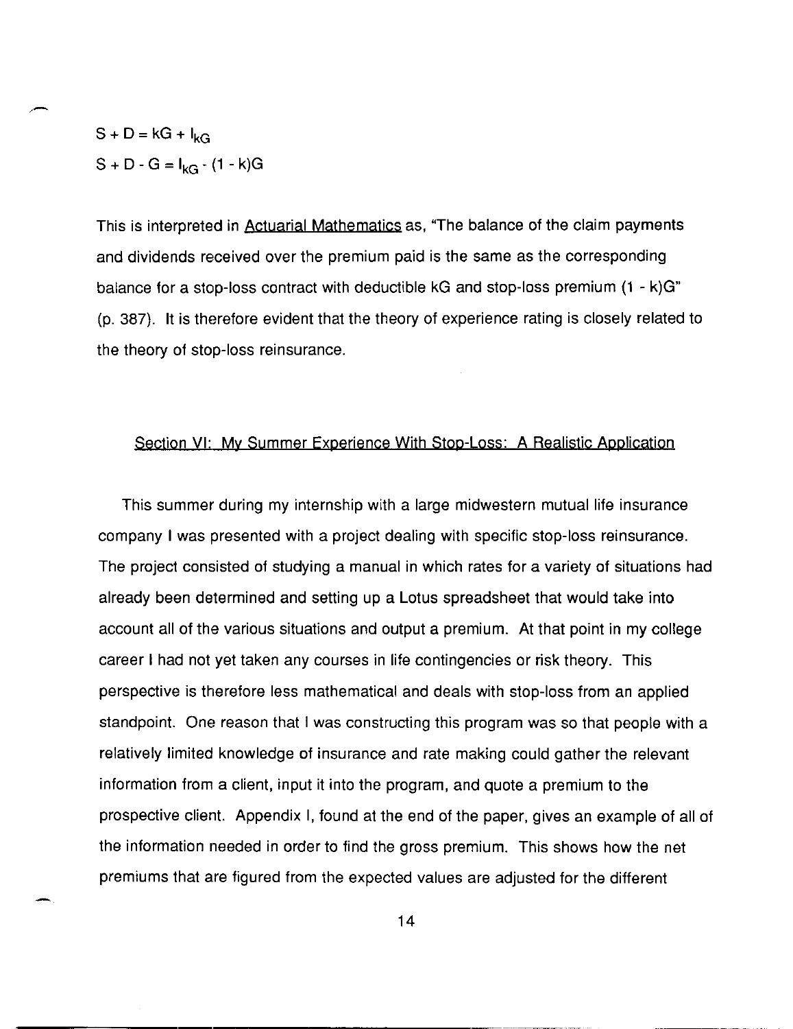$$S + D = kG + I_{kG}$$

$$S + D - G = I_{kG} - (1 - k)G$$

This is interpreted in Actuarial Mathematics as, "The balance of the claim payments and dividends received over the premium paid is the same as the corresponding balance for a stop-loss contract with deductible kG and stop-loss premium (1 - k)G" (p. 387). It is therefore evident that the theory of experience rating is closely related to the theory of stop-loss reinsurance.

## Section VI: My Summer Experience With Stop-Loss: A Realistic Application

This summer during my internship with a large midwestern mutual life insurance company I was presented with a project dealing with specific stop-loss reinsurance. The project consisted of studying a manual in which rates for a variety of situations had already been determined and setting up a Lotus spreadsheet that would take into account all of the various situations and output a premium. At that point in my college career I had not yet taken any courses in life contingencies or risk theory. This perspective is therefore less mathematical and deals with stop-loss from an applied standpoint. One reason that I was constructing this program was so that people with a relatively limited knowledge of insurance and rate making could gather the relevant information from a client, input it into the program, and quote a premium to the prospective client. Appendix I, found at the end of the paper, gives an example of all of the information needed in order to find the gross premium. This shows how the net premiums that are figured from the expected values are adjusted for the different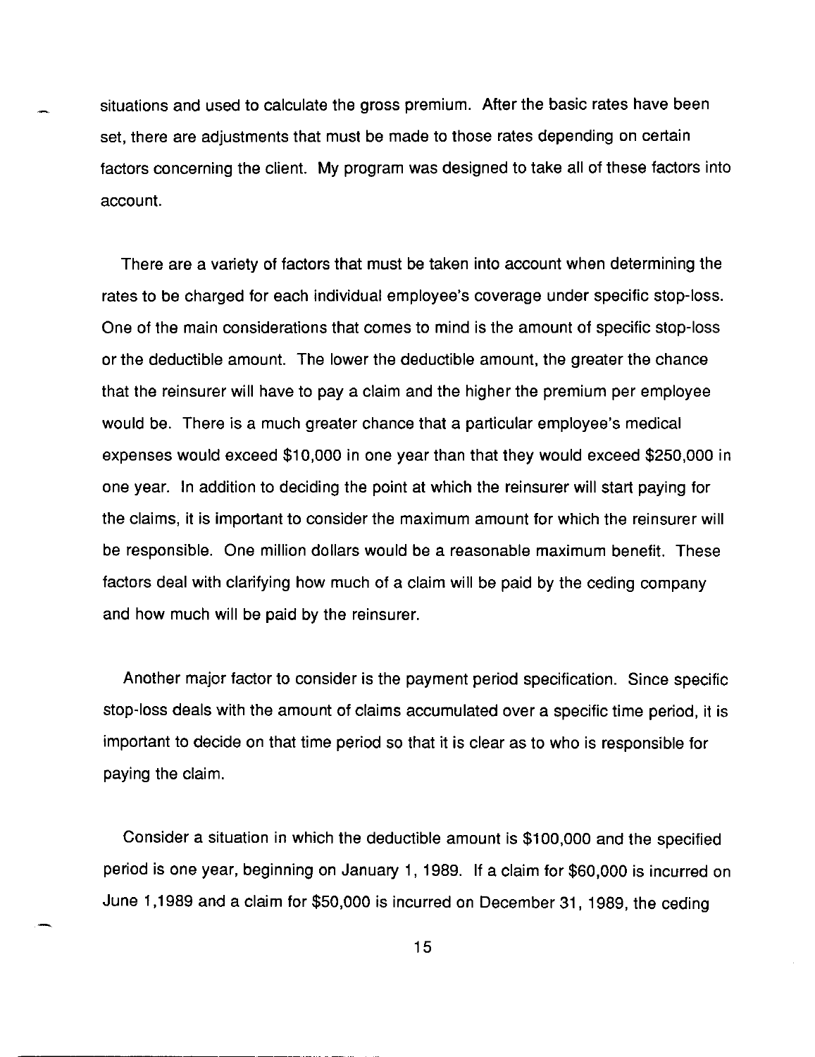situations and used to calculate the gross premium. After the basic rates have been set, there are adjustments that must be made to those rates depending on certain factors concerning the client. My program was designed to take all of these factors into account.

There are a variety of factors that must be taken into account when determining the rates to be charged for each individual employee's coverage under specific stop-loss. One of the main considerations that comes to mind is the amount of specific stop-loss or the deductible amount. The lower the deductible amount, the greater the chance that the reinsurer will have to pay a claim and the higher the premium per employee would be. There is a much greater chance that a particular employee's medical expenses would exceed $10,000 in one year than that they would exceed $250,000 in one year. In addition to deciding the point at which the reinsurer will start paying for the claims, it is important to consider the maximum amount for which the reinsurer will be responsible. One million dollars would be a reasonable maximum benefit. These factors deal with clarifying how much of a claim will be paid by the ceding company and how much will be paid by the reinsurer.

Another major factor to consider is the payment period specification. Since specific stop-loss deals with the amount of claims accumulated over a specific time period, it is important to decide on that time period so that it is clear as to who is responsible for paying the claim.

Consider a situation in which the deductible amount is $100,000 and the specified period is one year, beginning on January 1, 1989. If a claim for $60,000 is incurred on June 1,1989 and a claim for $50,000 is incurred on December 31, 1989, the ceding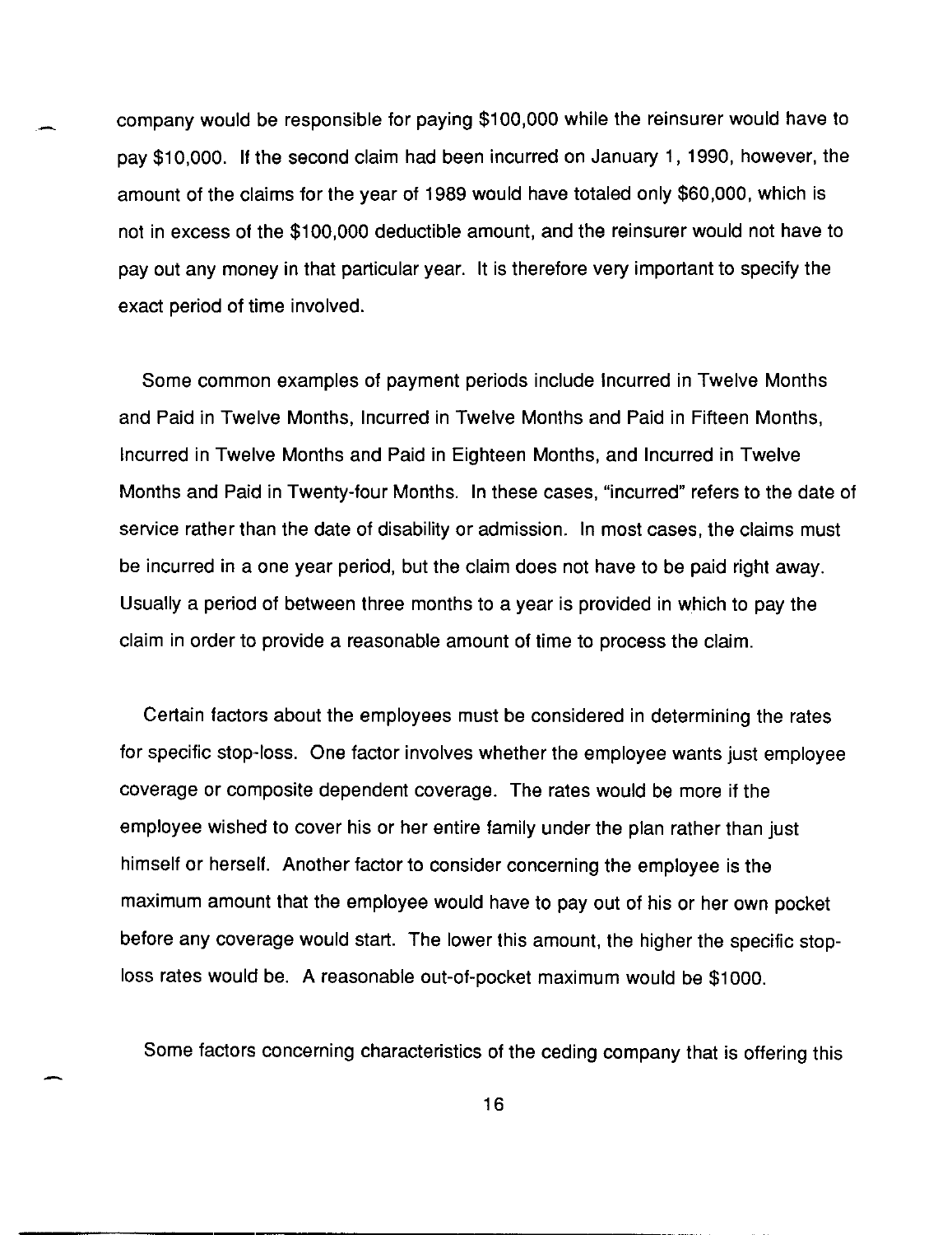company would be responsible for paying $100,000 while the reinsurer would have to pay $10,000. If the second claim had been incurred on January 1, 1990, however, the amount of the claims for the year of 1989 would have totaled only $60,000, which is not in excess of the $100,000 deductible amount, and the reinsurer would not have to pay out any money in that particular year. It is therefore very important to specify the exact period of time involved.

Some common examples of payment periods include Incurred in Twelve Months and Paid in Twelve Months, Incurred in Twelve Months and Paid in Fifteen Months, Incurred in Twelve Months and Paid in Eighteen Months, and Incurred in Twelve Months and Paid in Twenty-four Months. In these cases, "incurred" refers to the date of service rather than the date of disability or admission. In most cases, the claims must be incurred in a one year period, but the claim does not have to be paid right away. Usually a period of between three months to a year is provided in which to pay the claim in order to provide a reasonable amount of time to process the claim.

Certain factors about the employees must be considered in determining the rates for specific stop-loss. One factor involves whether the employee wants just employee coverage or composite dependent coverage. The rates would be more if the employee wished to cover his or her entire family under the plan rather than just himself or herself. Another factor to consider concerning the employee is the maximum amount that the employee would have to pay out of his or her own pocket before any coverage would start. The lower this amount, the higher the specific stop-loss rates would be. A reasonable out-of-pocket maximum would be $1000.

Some factors concerning characteristics of the ceding company that is offering this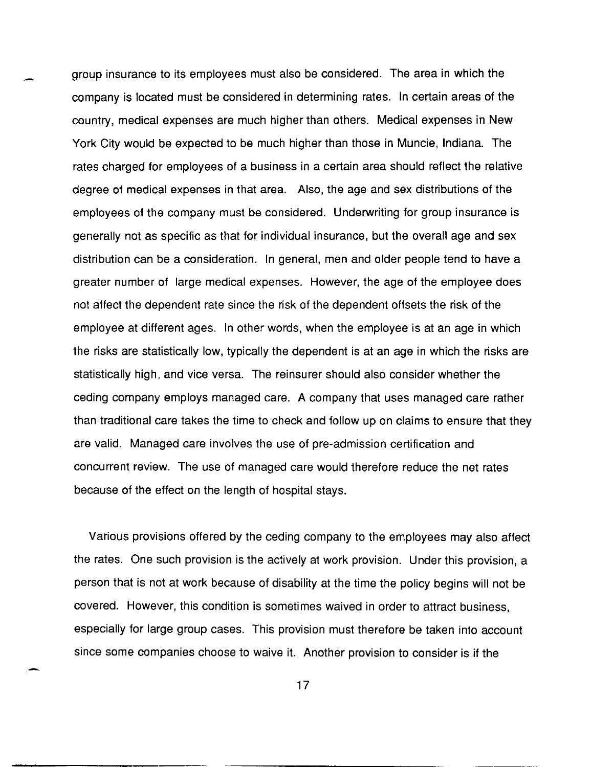group insurance to its employees must also be considered. The area in which the company is located must be considered in determining rates. In certain areas of the country, medical expenses are much higher than others. Medical expenses in New York City would be expected to be much higher than those in Muncie, Indiana. The rates charged for employees of a business in a certain area should reflect the relative degree of medical expenses in that area. Also, the age and sex distributions of the employees of the company must be considered. Underwriting for group insurance is generally not as specific as that for individual insurance, but the overall age and sex distribution can be a consideration. In general, men and older people tend to have a greater number of large medical expenses. However, the age of the employee does not affect the dependent rate since the risk of the dependent offsets the risk of the employee at different ages. In other words, when the employee is at an age in which the risks are statistically low, typically the dependent is at an age in which the risks are statistically high, and vice versa. The reinsurer should also consider whether the ceding company employs managed care. A company that uses managed care rather than traditional care takes the time to check and follow up on claims to ensure that they are valid. Managed care involves the use of pre-admission certification and concurrent review. The use of managed care would therefore reduce the net rates because of the effect on the length of hospital stays.

Various provisions offered by the ceding company to the employees may also affect the rates. One such provision is the actively at work provision. Under this provision, a person that is not at work because of disability at the time the policy begins will not be covered. However, this condition is sometimes waived in order to attract business, especially for large group cases. This provision must therefore be taken into account since some companies choose to waive it. Another provision to consider is if the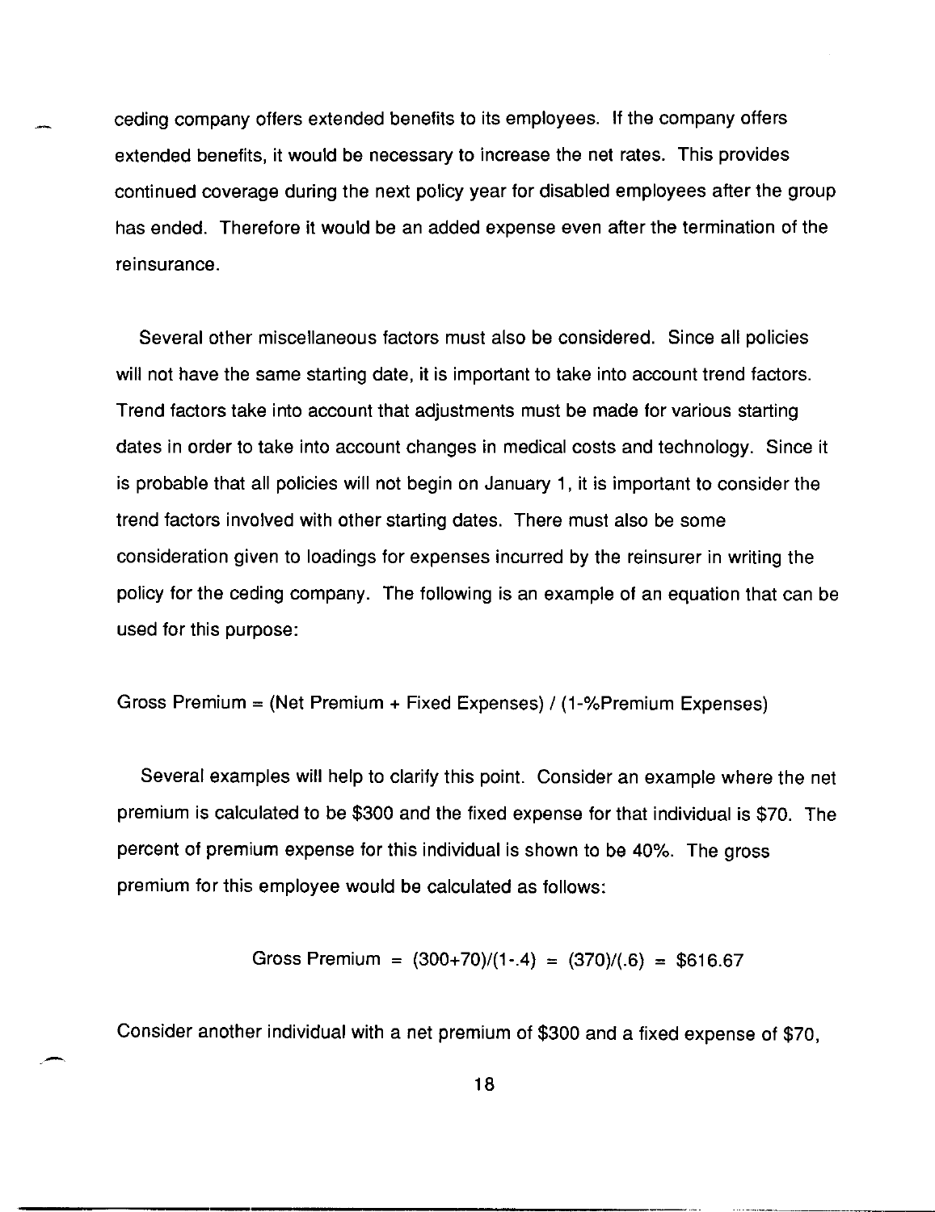ceding company offers extended benefits to its employees. If the company offers extended benefits, it would be necessary to increase the net rates. This provides continued coverage during the next policy year for disabled employees after the group has ended. Therefore it would be an added expense even after the termination of the reinsurance.

Several other miscellaneous factors must also be considered. Since all policies will not have the same starting date, it is important to take into account trend factors. Trend factors take into account that adjustments must be made for various starting dates in order to take into account changes in medical costs and technology. Since it is probable that all policies will not begin on January 1, it is important to consider the trend factors involved with other starting dates. There must also be some consideration given to loadings for expenses incurred by the reinsurer in writing the policy for the ceding company. The following is an example of an equation that can be used for this purpose:

$$\text{Gross Premium} = (\text{Net Premium} + \text{Fixed Expenses}) / (1 - \%\text{Premium Expenses})$$

Several examples will help to clarify this point. Consider an example where the net premium is calculated to be \$300 and the fixed expense for that individual is \$70. The percent of premium expense for this individual is shown to be 40%. The gross premium for this employee would be calculated as follows:

$$\text{Gross Premium} = (300+70)/(1-.4) = (370)/(.6) = \$616.67$$

Consider another individual with a net premium of \$300 and a fixed expense of \$70,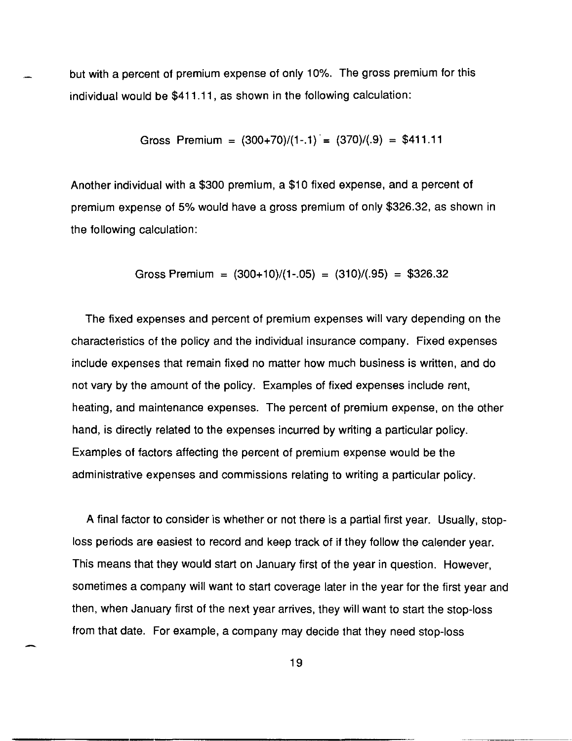but with a percent of premium expense of only 10%. The gross premium for this individual would be $411.11, as shown in the following calculation:

$$\text{Gross Premium} = (300+70)/(1-.1) = (370)/(.9) = \$411.11$$

Another individual with a $300 premium, a $10 fixed expense, and a percent of premium expense of 5% would have a gross premium of only $326.32, as shown in the following calculation:

$$\text{Gross Premium} = (300+10)/(1-.05) = (310)/(.95) = \$326.32$$

The fixed expenses and percent of premium expenses will vary depending on the characteristics of the policy and the individual insurance company. Fixed expenses include expenses that remain fixed no matter how much business is written, and do not vary by the amount of the policy. Examples of fixed expenses include rent, heating, and maintenance expenses. The percent of premium expense, on the other hand, is directly related to the expenses incurred by writing a particular policy. Examples of factors affecting the percent of premium expense would be the administrative expenses and commissions relating to writing a particular policy.

A final factor to consider is whether or not there is a partial first year. Usually, stop-loss periods are easiest to record and keep track of if they follow the calender year. This means that they would start on January first of the year in question. However, sometimes a company will want to start coverage later in the year for the first year and then, when January first of the next year arrives, they will want to start the stop-loss from that date. For example, a company may decide that they need stop-loss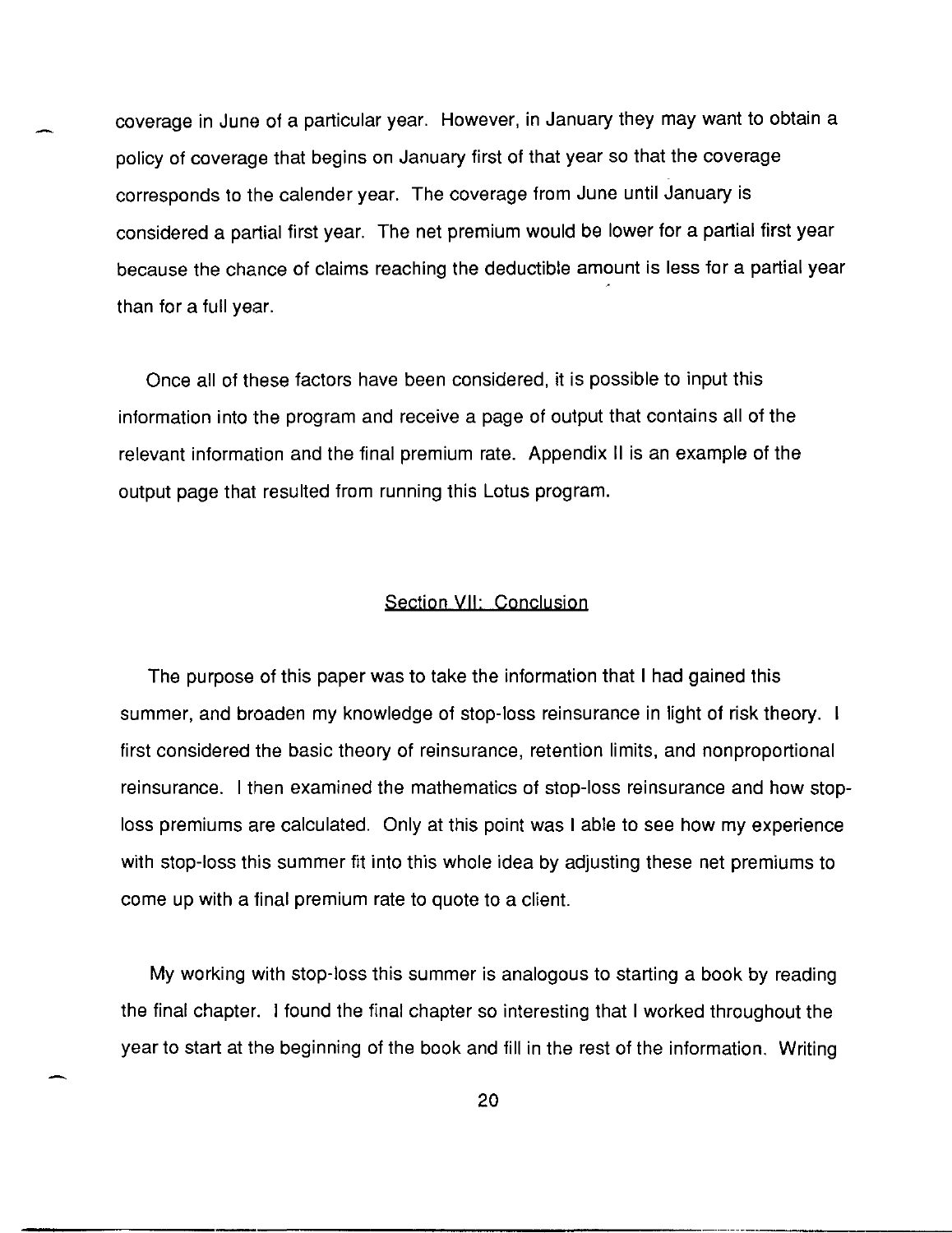coverage in June of a particular year. However, in January they may want to obtain a policy of coverage that begins on January first of that year so that the coverage corresponds to the calender year. The coverage from June until January is considered a partial first year. The net premium would be lower for a partial first year because the chance of claims reaching the deductible amount is less for a partial year than for a full year.

Once all of these factors have been considered, it is possible to input this information into the program and receive a page of output that contains all of the relevant information and the final premium rate. Appendix II is an example of the output page that resulted from running this Lotus program.

## Section VII: Conclusion

The purpose of this paper was to take the information that I had gained this summer, and broaden my knowledge of stop-loss reinsurance in light of risk theory. I first considered the basic theory of reinsurance, retention limits, and nonproportional reinsurance. I then examined the mathematics of stop-loss reinsurance and how stop-loss premiums are calculated. Only at this point was I able to see how my experience with stop-loss this summer fit into this whole idea by adjusting these net premiums to come up with a final premium rate to quote to a client.

My working with stop-loss this summer is analogous to starting a book by reading the final chapter. I found the final chapter so interesting that I worked throughout the year to start at the beginning of the book and fill in the rest of the information. Writing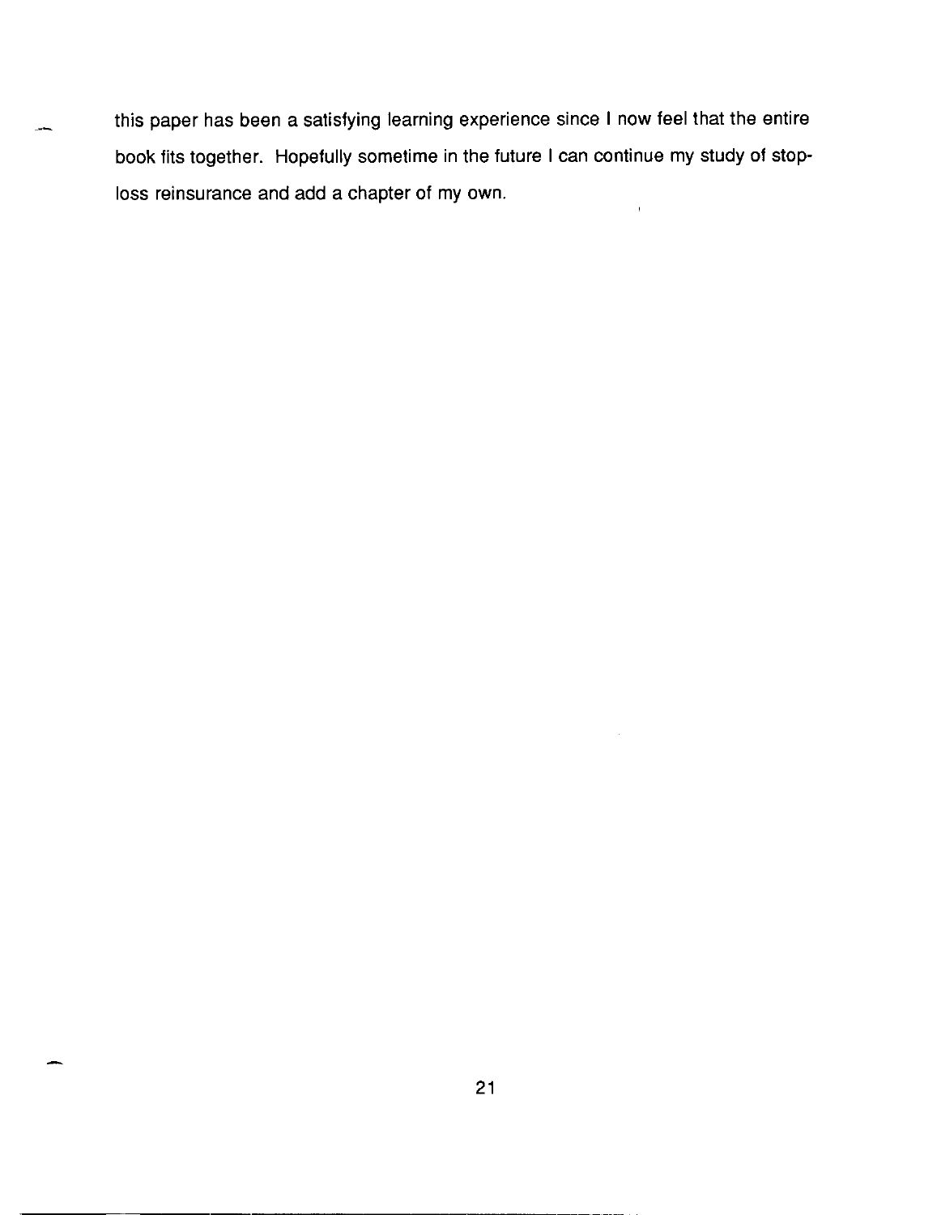this paper has been a satisfying learning experience since I now feel that the entire book fits together. Hopefully sometime in the future I can continue my study of stop-loss reinsurance and add a chapter of my own.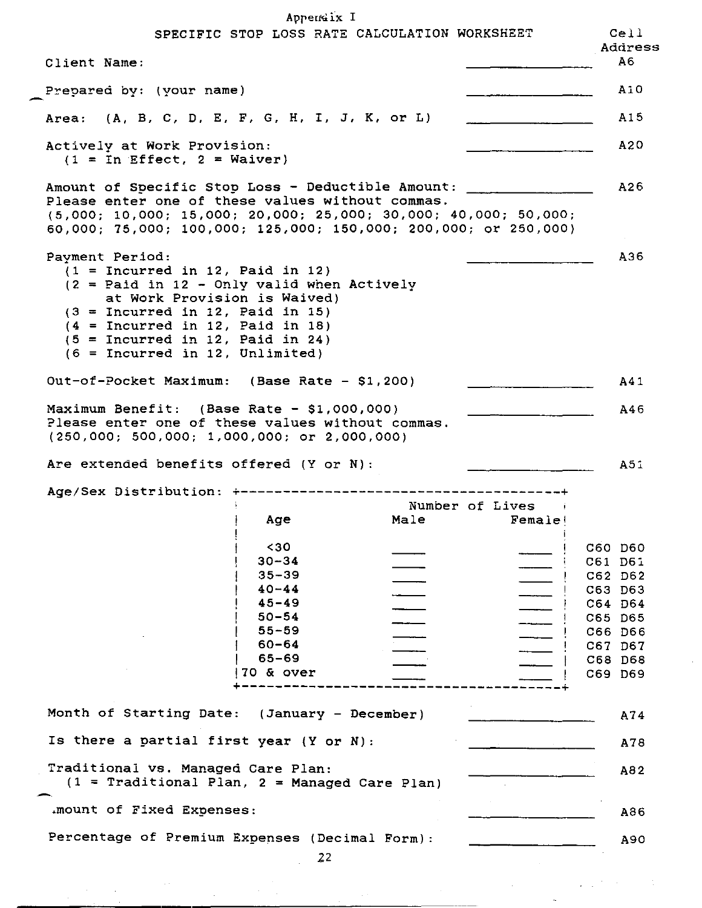Appendix I

## SPECIFIC STOP LOSS RATE CALCULATION WORKSHEET

| | | Cell Address |
|---|---|---|
| Client Name: | ______________ | A6 |
| Prepared by: (your name) | ______________ | A10 |
| Area: (A, B, C, D, E, F, G, H, I, J, K, or L) | ______________ | A15 |
| Actively at Work Provision: (1 = In Effect, 2 = Waiver) | ______________ | A20 |
| Amount of Specific Stop Loss - Deductible Amount: Please enter one of these values without commas. (5,000; 10,000; 15,000; 20,000; 25,000; 30,000; 40,000; 50,000; 60,000; 75,000; 100,000; 125,000; 150,000; 200,000; or 250,000) | ______________ | A26 |
| Payment Period: (1 = Incurred in 12, Paid in 12) (2 = Paid in 12 - Only valid when Actively at Work Provision is Waived) (3 = Incurred in 12, Paid in 15) (4 = Incurred in 12, Paid in 18) (5 = Incurred in 12, Paid in 24) (6 = Incurred in 12, Unlimited) | ______________ | A36 |
| Out-of-Pocket Maximum: (Base Rate - $1,200) | ______________ | A41 |
| Maximum Benefit: (Base Rate - $1,000,000) Please enter one of these values without commas. (250,000; 500,000; 1,000,000; or 2,000,000) | ______________ | A46 |
| Are extended benefits offered (Y or N): | ______________ | A51 |

Age/Sex Distribution:

| Age | Number of Lives Male | Number of Lives Female | Cell Address |
|---|---|---|---|
| <30 | ____ | ____ | C60 D60 |
| 30-34 | ____ | ____ | C61 D61 |
| 35-39 | ____ | ____ | C62 D62 |
| 40-44 | ____ | ____ | C63 D63 |
| 45-49 | ____ | ____ | C64 D64 |
| 50-54 | ____ | ____ | C65 D65 |
| 55-59 | ____ | ____ | C66 D66 |
| 60-64 | ____ | ____ | C67 D67 |
| 65-69 | ____ | ____ | C68 D68 |
| 70 & over | ____ | ____ | C69 D69 |

| | | Cell Address |
|---|---|---|
| Month of Starting Date: (January - December) | ______________ | A74 |
| Is there a partial first year (Y or N): | ______________ | A78 |
| Traditional vs. Managed Care Plan: (1 = Traditional Plan, 2 = Managed Care Plan) | ______________ | A82 |
| Amount of Fixed Expenses: | ______________ | A86 |
| Percentage of Premium Expenses (Decimal Form): | ______________ | A90 |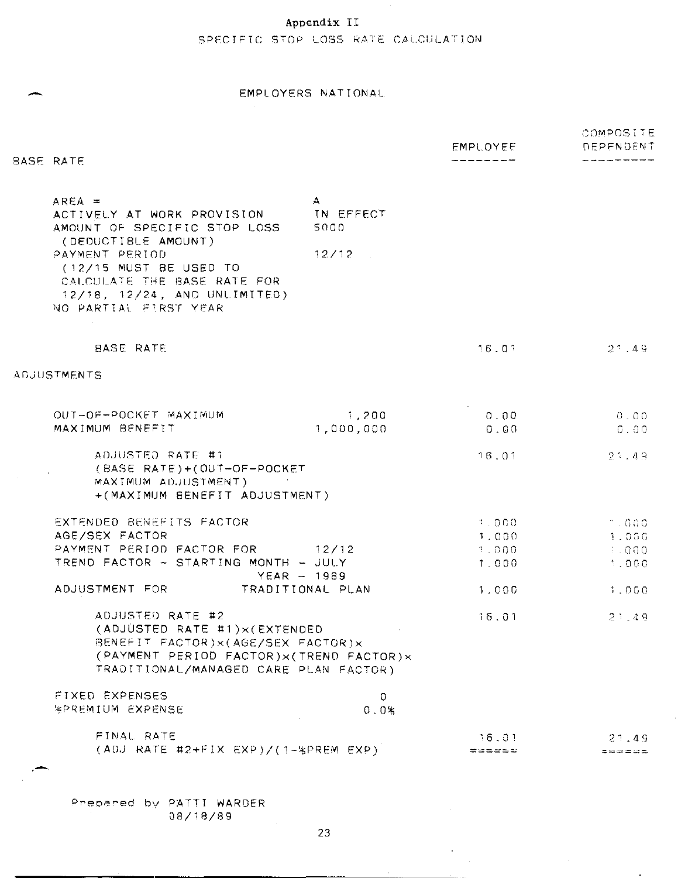Appendix II

# SPECIFIC STOP LOSS RATE CALCULATION

## EMPLOYERS NATIONAL

| BASE RATE | | EMPLOYEE | COMPOSITE DEPENDENT |
|---|---|---|---|
| AREA = | A | | |
| ACTIVELY AT WORK PROVISION | IN EFFECT | | |
| AMOUNT OF SPECIFIC STOP LOSS (DEDUCTIBLE AMOUNT) | 5000 | | |
| PAYMENT PERIOD (12/15 MUST BE USED TO CALCULATE THE BASE RATE FOR 12/18, 12/24, AND UNLIMITED) | 12/12 | | |
| NO PARTIAL FIRST YEAR | | | |
| BASE RATE | | 16.01 | 21.49 |
| **ADJUSTMENTS** | | | |
| OUT-OF-POCKET MAXIMUM | 1,200 | 0.00 | 0.00 |
| MAXIMUM BENEFIT | 1,000,000 | 0.00 | 0.00 |
| ADJUSTED RATE #1 (BASE RATE)+(OUT-OF-POCKET MAXIMUM ADJUSTMENT) +(MAXIMUM BENEFIT ADJUSTMENT) | | 16.01 | 21.49 |
| EXTENDED BENEFITS FACTOR | | 1.000 | 1.000 |
| AGE/SEX FACTOR | | 1.000 | 1.000 |
| PAYMENT PERIOD FACTOR FOR | 12/12 | 1.000 | 1.000 |
| TREND FACTOR - STARTING MONTH - JULY YEAR - 1989 | | 1.000 | 1.000 |
| ADJUSTMENT FOR | TRADITIONAL PLAN | 1.000 | 1.000 |
| ADJUSTED RATE #2 (ADJUSTED RATE #1)x(EXTENDED BENEFIT FACTOR)x(AGE/SEX FACTOR)x (PAYMENT PERIOD FACTOR)x(TREND FACTOR)x TRADITIONAL/MANAGED CARE PLAN FACTOR) | | 16.01 | 21.49 |
| FIXED EXPENSES | 0 | | |
| %PREMIUM EXPENSE | 0.0% | | |
| FINAL RATE (ADJ RATE #2+FIX EXP)/(1-%PREM EXP) | | 16.01 | 21.49 |

Prepared by PATTI WARDER
08/18/89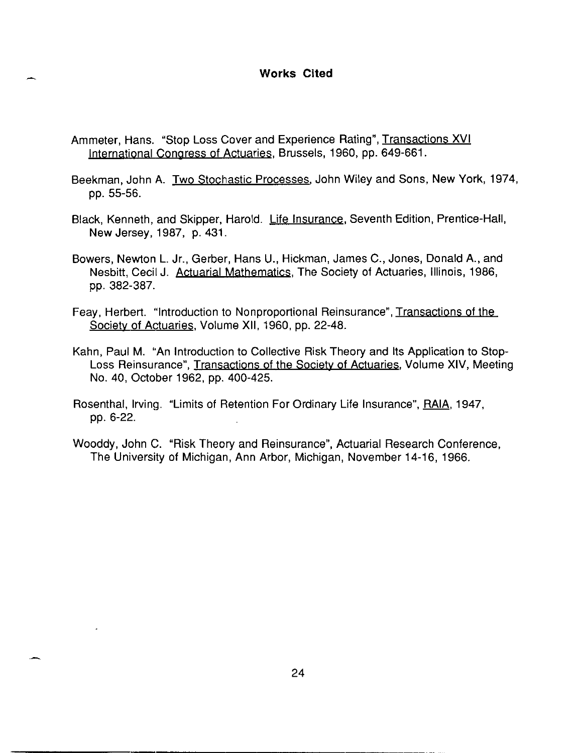## Works Cited

Ammeter, Hans. "Stop Loss Cover and Experience Rating", Transactions XVI International Congress of Actuaries, Brussels, 1960, pp. 649-661.

Beekman, John A. Two Stochastic Processes, John Wiley and Sons, New York, 1974, pp. 55-56.

Black, Kenneth, and Skipper, Harold. Life Insurance, Seventh Edition, Prentice-Hall, New Jersey, 1987, p. 431.

Bowers, Newton L. Jr., Gerber, Hans U., Hickman, James C., Jones, Donald A., and Nesbitt, Cecil J. Actuarial Mathematics, The Society of Actuaries, Illinois, 1986, pp. 382-387.

Feay, Herbert. "Introduction to Nonproportional Reinsurance", Transactions of the Society of Actuaries, Volume XII, 1960, pp. 22-48.

Kahn, Paul M. "An Introduction to Collective Risk Theory and Its Application to Stop-Loss Reinsurance", Transactions of the Society of Actuaries, Volume XIV, Meeting No. 40, October 1962, pp. 400-425.

Rosenthal, Irving. "Limits of Retention For Ordinary Life Insurance", RAIA, 1947, pp. 6-22.

Wooddy, John C. "Risk Theory and Reinsurance", Actuarial Research Conference, The University of Michigan, Ann Arbor, Michigan, November 14-16, 1966.